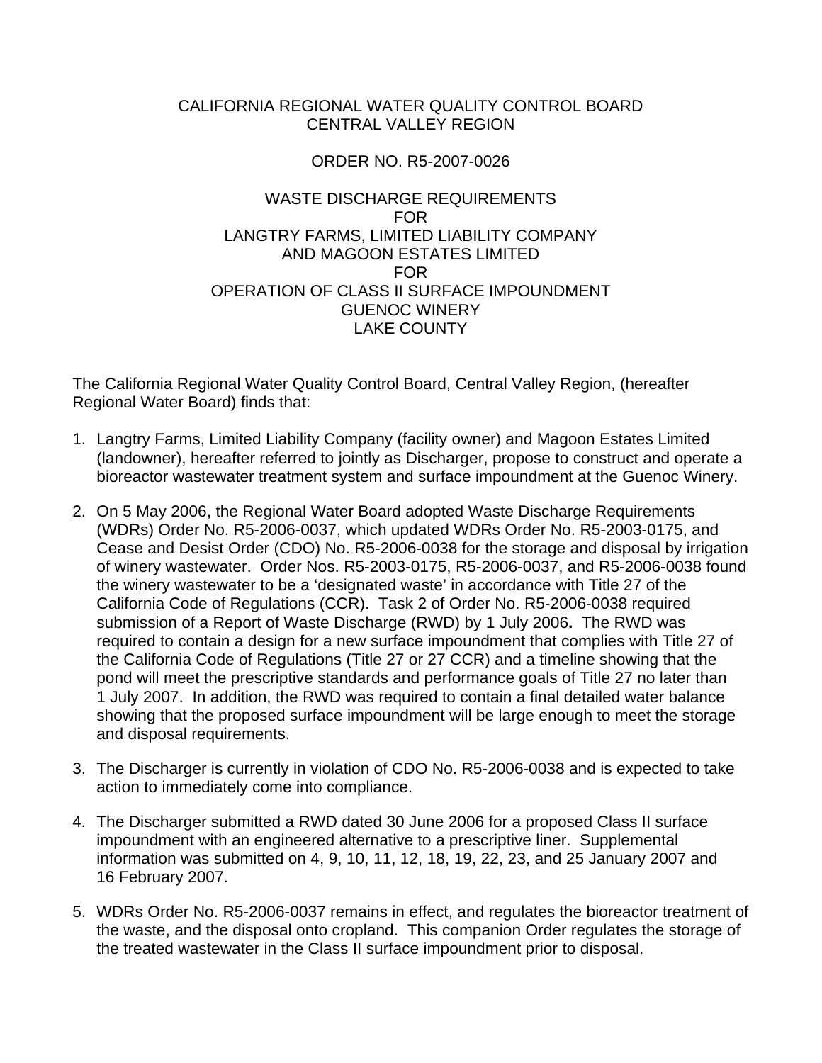CALIFORNIA REGIONAL WATER QUALITY CONTROL BOARD
CENTRAL VALLEY REGION

ORDER NO. R5-2007-0026

WASTE DISCHARGE REQUIREMENTS
FOR
LANGTRY FARMS, LIMITED LIABILITY COMPANY
AND MAGOON ESTATES LIMITED
FOR
OPERATION OF CLASS II SURFACE IMPOUNDMENT
GUENOC WINERY
LAKE COUNTY

The California Regional Water Quality Control Board, Central Valley Region, (hereafter Regional Water Board) finds that:

1. Langtry Farms, Limited Liability Company (facility owner) and Magoon Estates Limited (landowner), hereafter referred to jointly as Discharger, propose to construct and operate a bioreactor wastewater treatment system and surface impoundment at the Guenoc Winery.

2. On 5 May 2006, the Regional Water Board adopted Waste Discharge Requirements (WDRs) Order No. R5-2006-0037, which updated WDRs Order No. R5-2003-0175, and Cease and Desist Order (CDO) No. R5-2006-0038 for the storage and disposal by irrigation of winery wastewater. Order Nos. R5-2003-0175, R5-2006-0037, and R5-2006-0038 found the winery wastewater to be a 'designated waste' in accordance with Title 27 of the California Code of Regulations (CCR). Task 2 of Order No. R5-2006-0038 required submission of a Report of Waste Discharge (RWD) by 1 July 2006**.** The RWD was required to contain a design for a new surface impoundment that complies with Title 27 of the California Code of Regulations (Title 27 or 27 CCR) and a timeline showing that the pond will meet the prescriptive standards and performance goals of Title 27 no later than 1 July 2007. In addition, the RWD was required to contain a final detailed water balance showing that the proposed surface impoundment will be large enough to meet the storage and disposal requirements.

3. The Discharger is currently in violation of CDO No. R5-2006-0038 and is expected to take action to immediately come into compliance.

4. The Discharger submitted a RWD dated 30 June 2006 for a proposed Class II surface impoundment with an engineered alternative to a prescriptive liner. Supplemental information was submitted on 4, 9, 10, 11, 12, 18, 19, 22, 23, and 25 January 2007 and 16 February 2007.

5. WDRs Order No. R5-2006-0037 remains in effect, and regulates the bioreactor treatment of the waste, and the disposal onto cropland. This companion Order regulates the storage of the treated wastewater in the Class II surface impoundment prior to disposal.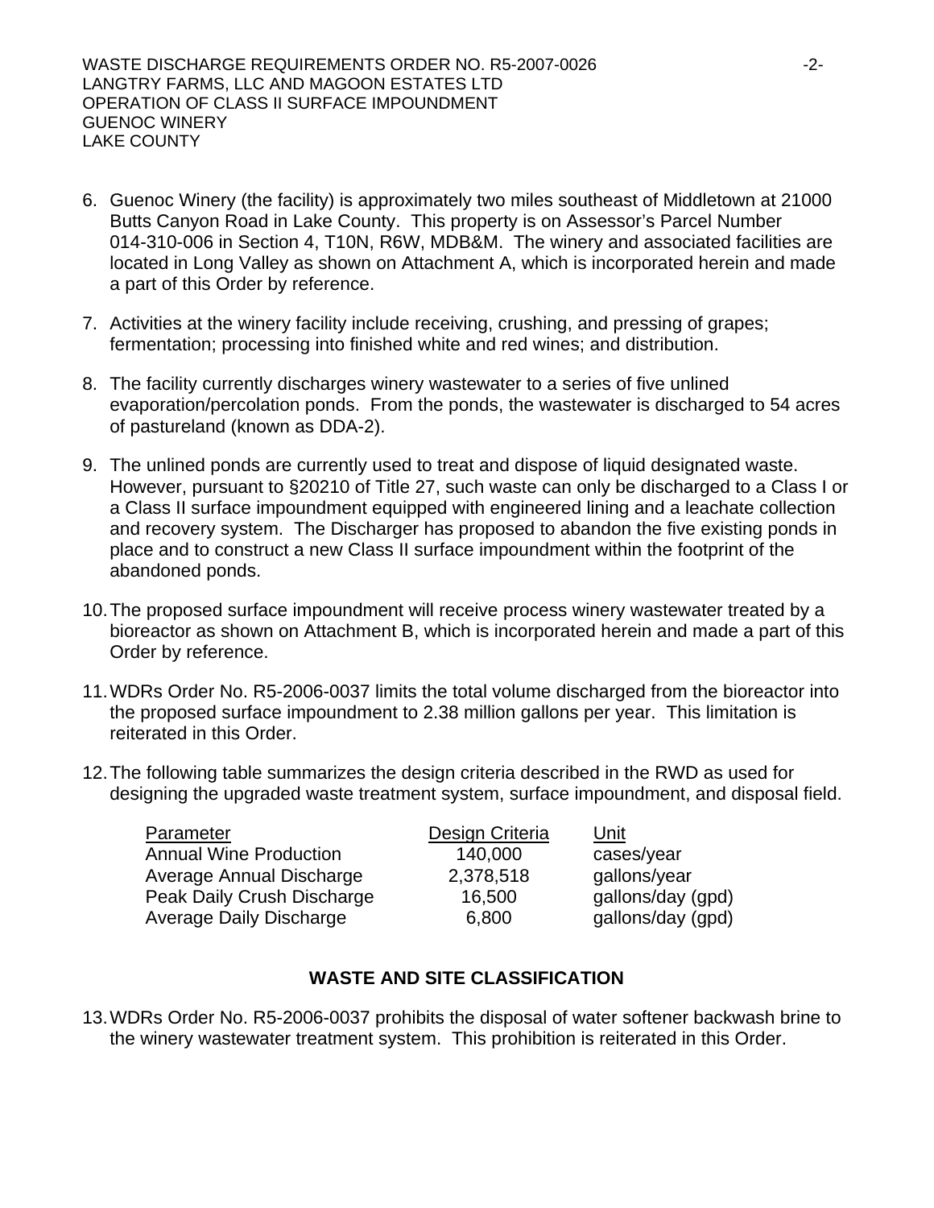6. Guenoc Winery (the facility) is approximately two miles southeast of Middletown at 21000 Butts Canyon Road in Lake County. This property is on Assessor's Parcel Number 014-310-006 in Section 4, T10N, R6W, MDB&M. The winery and associated facilities are located in Long Valley as shown on Attachment A, which is incorporated herein and made a part of this Order by reference.

7. Activities at the winery facility include receiving, crushing, and pressing of grapes; fermentation; processing into finished white and red wines; and distribution.

8. The facility currently discharges winery wastewater to a series of five unlined evaporation/percolation ponds. From the ponds, the wastewater is discharged to 54 acres of pastureland (known as DDA-2).

9. The unlined ponds are currently used to treat and dispose of liquid designated waste. However, pursuant to §20210 of Title 27, such waste can only be discharged to a Class I or a Class II surface impoundment equipped with engineered lining and a leachate collection and recovery system. The Discharger has proposed to abandon the five existing ponds in place and to construct a new Class II surface impoundment within the footprint of the abandoned ponds.

10. The proposed surface impoundment will receive process winery wastewater treated by a bioreactor as shown on Attachment B, which is incorporated herein and made a part of this Order by reference.

11. WDRs Order No. R5-2006-0037 limits the total volume discharged from the bioreactor into the proposed surface impoundment to 2.38 million gallons per year. This limitation is reiterated in this Order.

12. The following table summarizes the design criteria described in the RWD as used for designing the upgraded waste treatment system, surface impoundment, and disposal field.

| Parameter | Design Criteria | Unit |
|---|---|---|
| Annual Wine Production | 140,000 | cases/year |
| Average Annual Discharge | 2,378,518 | gallons/year |
| Peak Daily Crush Discharge | 16,500 | gallons/day (gpd) |
| Average Daily Discharge | 6,800 | gallons/day (gpd) |

## WASTE AND SITE CLASSIFICATION

13. WDRs Order No. R5-2006-0037 prohibits the disposal of water softener backwash brine to the winery wastewater treatment system. This prohibition is reiterated in this Order.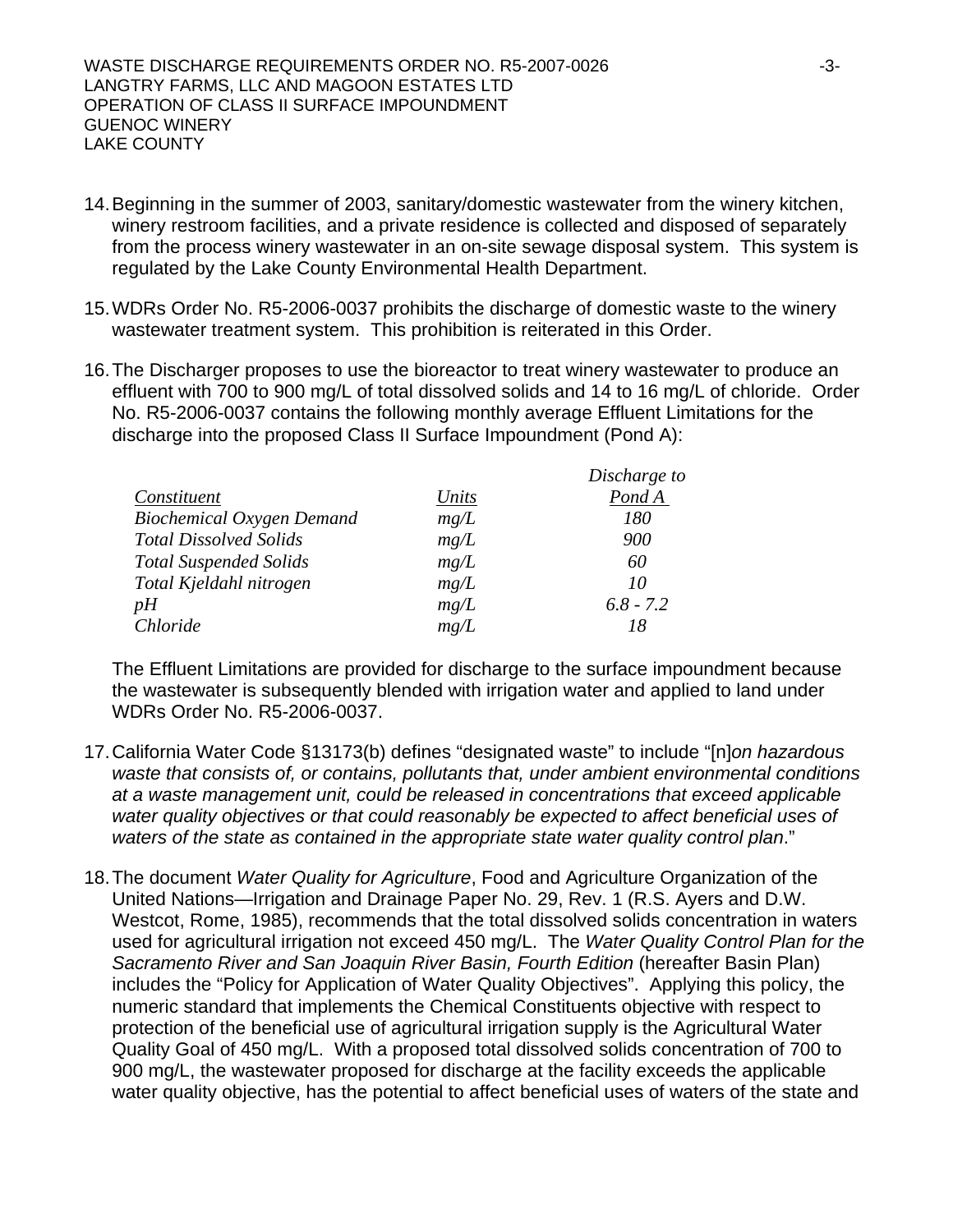14. Beginning in the summer of 2003, sanitary/domestic wastewater from the winery kitchen, winery restroom facilities, and a private residence is collected and disposed of separately from the process winery wastewater in an on-site sewage disposal system. This system is regulated by the Lake County Environmental Health Department.

15. WDRs Order No. R5-2006-0037 prohibits the discharge of domestic waste to the winery wastewater treatment system. This prohibition is reiterated in this Order.

16. The Discharger proposes to use the bioreactor to treat winery wastewater to produce an effluent with 700 to 900 mg/L of total dissolved solids and 14 to 16 mg/L of chloride. Order No. R5-2006-0037 contains the following monthly average Effluent Limitations for the discharge into the proposed Class II Surface Impoundment (Pond A):

| *Constituent* | *Units* | *Discharge to Pond A* |
|---|---|---|
| *Biochemical Oxygen Demand* | *mg/L* | *180* |
| *Total Dissolved Solids* | *mg/L* | *900* |
| *Total Suspended Solids* | *mg/L* | *60* |
| *Total Kjeldahl nitrogen* | *mg/L* | *10* |
| *pH* | *mg/L* | *6.8 - 7.2* |
| *Chloride* | *mg/L* | *18* |

The Effluent Limitations are provided for discharge to the surface impoundment because the wastewater is subsequently blended with irrigation water and applied to land under WDRs Order No. R5-2006-0037.

17. California Water Code §13173(b) defines "designated waste" to include "[n]*on hazardous waste that consists of, or contains, pollutants that, under ambient environmental conditions at a waste management unit, could be released in concentrations that exceed applicable water quality objectives or that could reasonably be expected to affect beneficial uses of waters of the state as contained in the appropriate state water quality control plan*."

18. The document *Water Quality for Agriculture*, Food and Agriculture Organization of the United Nations—Irrigation and Drainage Paper No. 29, Rev. 1 (R.S. Ayers and D.W. Westcot, Rome, 1985), recommends that the total dissolved solids concentration in waters used for agricultural irrigation not exceed 450 mg/L. The *Water Quality Control Plan for the Sacramento River and San Joaquin River Basin, Fourth Edition* (hereafter Basin Plan) includes the "Policy for Application of Water Quality Objectives". Applying this policy, the numeric standard that implements the Chemical Constituents objective with respect to protection of the beneficial use of agricultural irrigation supply is the Agricultural Water Quality Goal of 450 mg/L. With a proposed total dissolved solids concentration of 700 to 900 mg/L, the wastewater proposed for discharge at the facility exceeds the applicable water quality objective, has the potential to affect beneficial uses of waters of the state and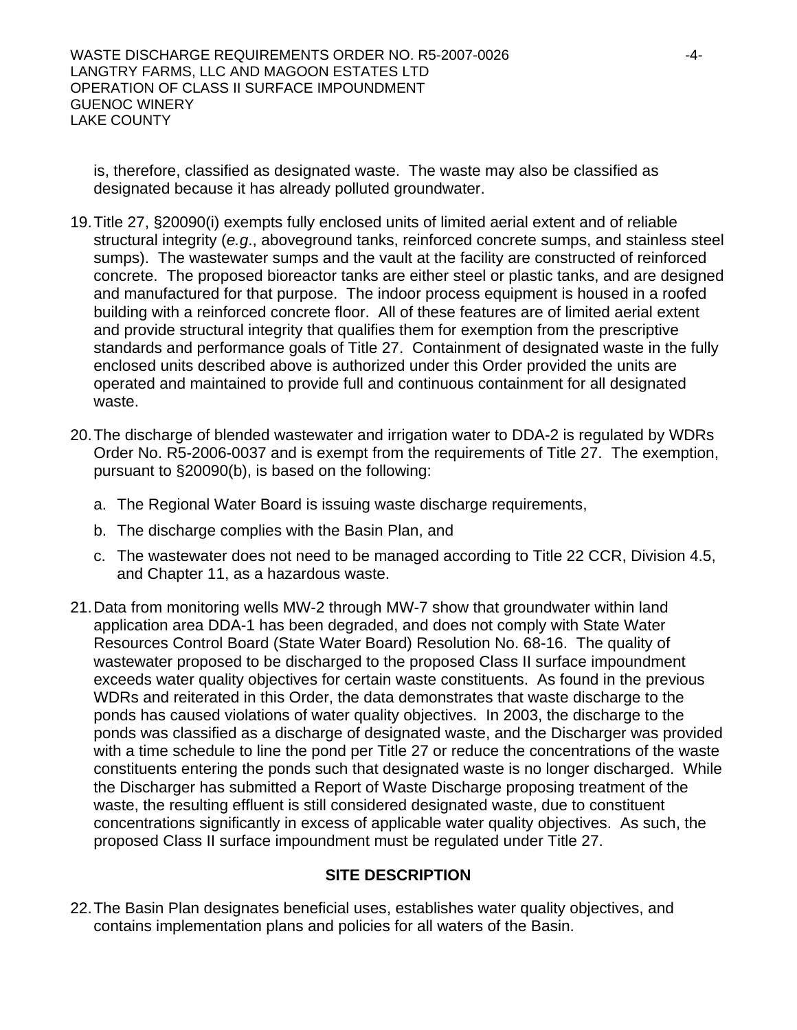is, therefore, classified as designated waste. The waste may also be classified as designated because it has already polluted groundwater.

19. Title 27, §20090(i) exempts fully enclosed units of limited aerial extent and of reliable structural integrity (*e.g*., aboveground tanks, reinforced concrete sumps, and stainless steel sumps). The wastewater sumps and the vault at the facility are constructed of reinforced concrete. The proposed bioreactor tanks are either steel or plastic tanks, and are designed and manufactured for that purpose. The indoor process equipment is housed in a roofed building with a reinforced concrete floor. All of these features are of limited aerial extent and provide structural integrity that qualifies them for exemption from the prescriptive standards and performance goals of Title 27. Containment of designated waste in the fully enclosed units described above is authorized under this Order provided the units are operated and maintained to provide full and continuous containment for all designated waste.

20. The discharge of blended wastewater and irrigation water to DDA-2 is regulated by WDRs Order No. R5-2006-0037 and is exempt from the requirements of Title 27. The exemption, pursuant to §20090(b), is based on the following:

    a. The Regional Water Board is issuing waste discharge requirements,

    b. The discharge complies with the Basin Plan, and

    c. The wastewater does not need to be managed according to Title 22 CCR, Division 4.5, and Chapter 11, as a hazardous waste.

21. Data from monitoring wells MW-2 through MW-7 show that groundwater within land application area DDA-1 has been degraded, and does not comply with State Water Resources Control Board (State Water Board) Resolution No. 68-16. The quality of wastewater proposed to be discharged to the proposed Class II surface impoundment exceeds water quality objectives for certain waste constituents. As found in the previous WDRs and reiterated in this Order, the data demonstrates that waste discharge to the ponds has caused violations of water quality objectives. In 2003, the discharge to the ponds was classified as a discharge of designated waste, and the Discharger was provided with a time schedule to line the pond per Title 27 or reduce the concentrations of the waste constituents entering the ponds such that designated waste is no longer discharged. While the Discharger has submitted a Report of Waste Discharge proposing treatment of the waste, the resulting effluent is still considered designated waste, due to constituent concentrations significantly in excess of applicable water quality objectives. As such, the proposed Class II surface impoundment must be regulated under Title 27.

## SITE DESCRIPTION

22. The Basin Plan designates beneficial uses, establishes water quality objectives, and contains implementation plans and policies for all waters of the Basin.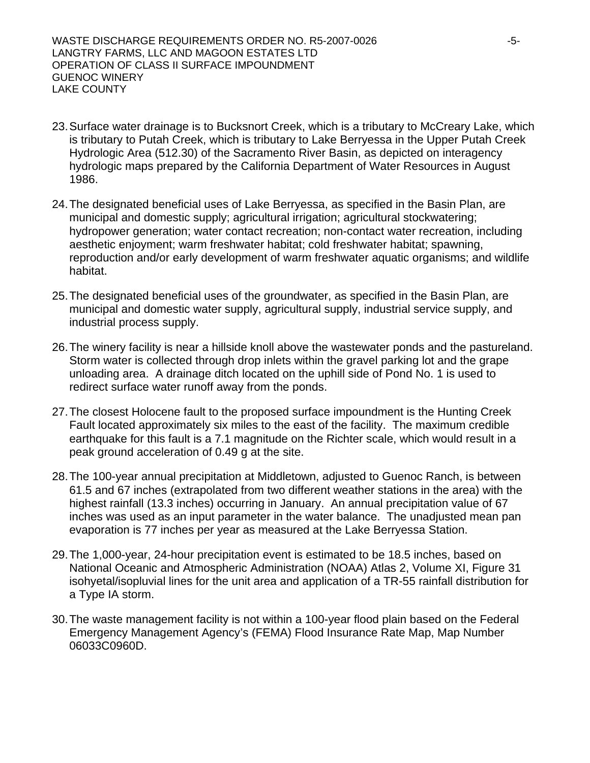23. Surface water drainage is to Bucksnort Creek, which is a tributary to McCreary Lake, which is tributary to Putah Creek, which is tributary to Lake Berryessa in the Upper Putah Creek Hydrologic Area (512.30) of the Sacramento River Basin, as depicted on interagency hydrologic maps prepared by the California Department of Water Resources in August 1986.

24. The designated beneficial uses of Lake Berryessa, as specified in the Basin Plan, are municipal and domestic supply; agricultural irrigation; agricultural stockwatering; hydropower generation; water contact recreation; non-contact water recreation, including aesthetic enjoyment; warm freshwater habitat; cold freshwater habitat; spawning, reproduction and/or early development of warm freshwater aquatic organisms; and wildlife habitat.

25. The designated beneficial uses of the groundwater, as specified in the Basin Plan, are municipal and domestic water supply, agricultural supply, industrial service supply, and industrial process supply.

26. The winery facility is near a hillside knoll above the wastewater ponds and the pastureland. Storm water is collected through drop inlets within the gravel parking lot and the grape unloading area. A drainage ditch located on the uphill side of Pond No. 1 is used to redirect surface water runoff away from the ponds.

27. The closest Holocene fault to the proposed surface impoundment is the Hunting Creek Fault located approximately six miles to the east of the facility. The maximum credible earthquake for this fault is a 7.1 magnitude on the Richter scale, which would result in a peak ground acceleration of 0.49 g at the site.

28. The 100-year annual precipitation at Middletown, adjusted to Guenoc Ranch, is between 61.5 and 67 inches (extrapolated from two different weather stations in the area) with the highest rainfall (13.3 inches) occurring in January. An annual precipitation value of 67 inches was used as an input parameter in the water balance. The unadjusted mean pan evaporation is 77 inches per year as measured at the Lake Berryessa Station.

29. The 1,000-year, 24-hour precipitation event is estimated to be 18.5 inches, based on National Oceanic and Atmospheric Administration (NOAA) Atlas 2, Volume XI, Figure 31 isohyetal/isopluvial lines for the unit area and application of a TR-55 rainfall distribution for a Type IA storm.

30. The waste management facility is not within a 100-year flood plain based on the Federal Emergency Management Agency's (FEMA) Flood Insurance Rate Map, Map Number 06033C0960D.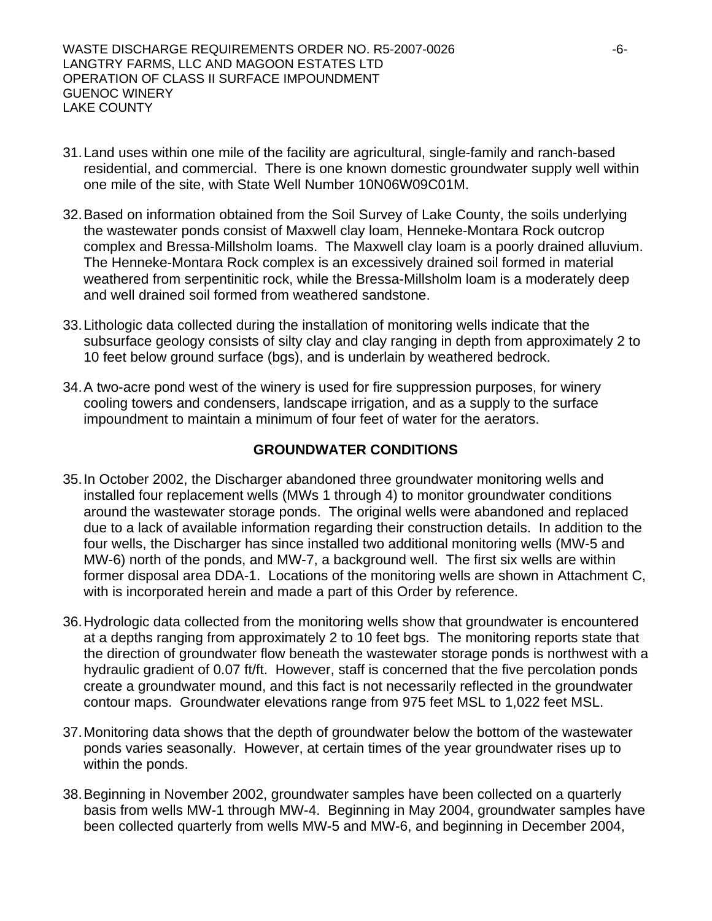31. Land uses within one mile of the facility are agricultural, single-family and ranch-based residential, and commercial. There is one known domestic groundwater supply well within one mile of the site, with State Well Number 10N06W09C01M.

32. Based on information obtained from the Soil Survey of Lake County, the soils underlying the wastewater ponds consist of Maxwell clay loam, Henneke-Montara Rock outcrop complex and Bressa-Millsholm loams. The Maxwell clay loam is a poorly drained alluvium. The Henneke-Montara Rock complex is an excessively drained soil formed in material weathered from serpentinitic rock, while the Bressa-Millsholm loam is a moderately deep and well drained soil formed from weathered sandstone.

33. Lithologic data collected during the installation of monitoring wells indicate that the subsurface geology consists of silty clay and clay ranging in depth from approximately 2 to 10 feet below ground surface (bgs), and is underlain by weathered bedrock.

34. A two-acre pond west of the winery is used for fire suppression purposes, for winery cooling towers and condensers, landscape irrigation, and as a supply to the surface impoundment to maintain a minimum of four feet of water for the aerators.

## GROUNDWATER CONDITIONS

35. In October 2002, the Discharger abandoned three groundwater monitoring wells and installed four replacement wells (MWs 1 through 4) to monitor groundwater conditions around the wastewater storage ponds. The original wells were abandoned and replaced due to a lack of available information regarding their construction details. In addition to the four wells, the Discharger has since installed two additional monitoring wells (MW-5 and MW-6) north of the ponds, and MW-7, a background well. The first six wells are within former disposal area DDA-1. Locations of the monitoring wells are shown in Attachment C, with is incorporated herein and made a part of this Order by reference.

36. Hydrologic data collected from the monitoring wells show that groundwater is encountered at a depths ranging from approximately 2 to 10 feet bgs. The monitoring reports state that the direction of groundwater flow beneath the wastewater storage ponds is northwest with a hydraulic gradient of 0.07 ft/ft. However, staff is concerned that the five percolation ponds create a groundwater mound, and this fact is not necessarily reflected in the groundwater contour maps. Groundwater elevations range from 975 feet MSL to 1,022 feet MSL.

37. Monitoring data shows that the depth of groundwater below the bottom of the wastewater ponds varies seasonally. However, at certain times of the year groundwater rises up to within the ponds.

38. Beginning in November 2002, groundwater samples have been collected on a quarterly basis from wells MW-1 through MW-4. Beginning in May 2004, groundwater samples have been collected quarterly from wells MW-5 and MW-6, and beginning in December 2004,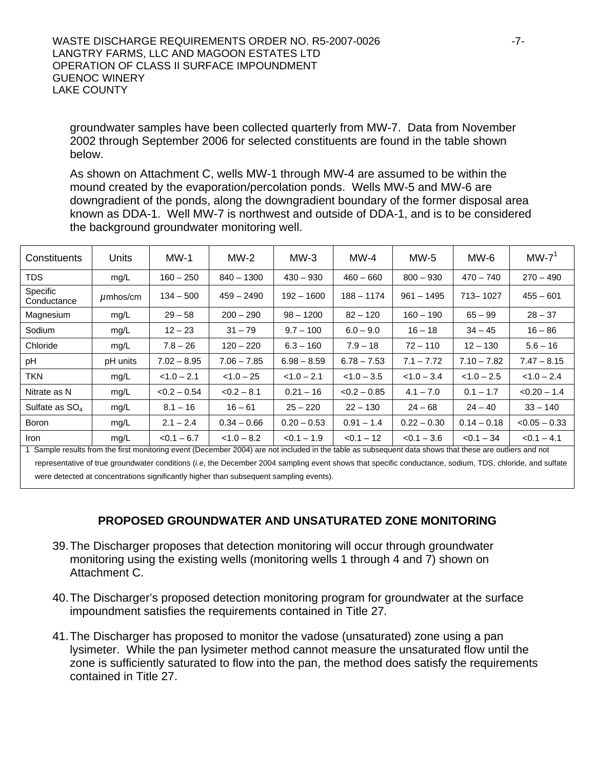groundwater samples have been collected quarterly from MW-7. Data from November 2002 through September 2006 for selected constituents are found in the table shown below.

As shown on Attachment C, wells MW-1 through MW-4 are assumed to be within the mound created by the evaporation/percolation ponds. Wells MW-5 and MW-6 are downgradient of the ponds, along the downgradient boundary of the former disposal area known as DDA-1. Well MW-7 is northwest and outside of DDA-1, and is to be considered the background groundwater monitoring well.

| Constituents | Units | MW-1 | MW-2 | MW-3 | MW-4 | MW-5 | MW-6 | MW-7[1] |
|---|---|---|---|---|---|---|---|---|
| TDS | mg/L | 160 – 250 | 840 – 1300 | 430 – 930 | 460 – 660 | 800 – 930 | 470 – 740 | 270 – 490 |
| Specific Conductance | $\mu$mhos/cm | 134 – 500 | 459 – 2490 | 192 – 1600 | 188 – 1174 | 961 – 1495 | 713– 1027 | 455 – 601 |
| Magnesium | mg/L | 29 – 58 | 200 – 290 | 98 – 1200 | 82 – 120 | 160 – 190 | 65 – 99 | 28 – 37 |
| Sodium | mg/L | 12 – 23 | 31 – 79 | 9.7 – 100 | 6.0 – 9.0 | 16 – 18 | 34 – 45 | 16 – 86 |
| Chloride | mg/L | 7.8 – 26 | 120 – 220 | 6.3 – 160 | 7.9 – 18 | 72 – 110 | 12 – 130 | 5.6 – 16 |
| pH | pH units | 7.02 – 8.95 | 7.06 – 7.85 | 6.98 – 8.59 | 6.78 – 7.53 | 7.1 – 7.72 | 7.10 – 7.82 | 7.47 – 8.15 |
| TKN | mg/L | <1.0 – 2.1 | <1.0 – 25 | <1.0 – 2.1 | <1.0 – 3.5 | <1.0 – 3.4 | <1.0 – 2.5 | <1.0 – 2.4 |
| Nitrate as N | mg/L | <0.2 – 0.54 | <0.2 – 8.1 | 0.21 – 16 | <0.2 – 0.85 | 4.1 – 7.0 | 0.1 – 1.7 | <0.20 – 1.4 |
| Sulfate as $SO_4$ | mg/L | 8.1 – 16 | 16 – 61 | 25 – 220 | 22 – 130 | 24 – 68 | 24 – 40 | 33 – 140 |
| Boron | mg/L | 2.1 – 2.4 | 0.34 – 0.66 | 0.20 – 0.53 | 0.91 – 1.4 | 0.22 – 0.30 | 0.14 – 0.18 | <0.05 – 0.33 |
| Iron | mg/L | <0.1 – 6.7 | <1.0 – 8.2 | <0.1 – 1.9 | <0.1 – 12 | <0.1 – 3.6 | <0.1 – 34 | <0.1 – 4.1 |

1 Sample results from the first monitoring event (December 2004) are not included in the table as subsequent data shows that these are outliers and not representative of true groundwater conditions (*i.e*, the December 2004 sampling event shows that specific conductance, sodium, TDS, chloride, and sulfate were detected at concentrations significantly higher than subsequent sampling events).

## PROPOSED GROUNDWATER AND UNSATURATED ZONE MONITORING

39. The Discharger proposes that detection monitoring will occur through groundwater monitoring using the existing wells (monitoring wells 1 through 4 and 7) shown on Attachment C.

40. The Discharger's proposed detection monitoring program for groundwater at the surface impoundment satisfies the requirements contained in Title 27*.*

41. The Discharger has proposed to monitor the vadose (unsaturated) zone using a pan lysimeter. While the pan lysimeter method cannot measure the unsaturated flow until the zone is sufficiently saturated to flow into the pan, the method does satisfy the requirements contained in Title 27.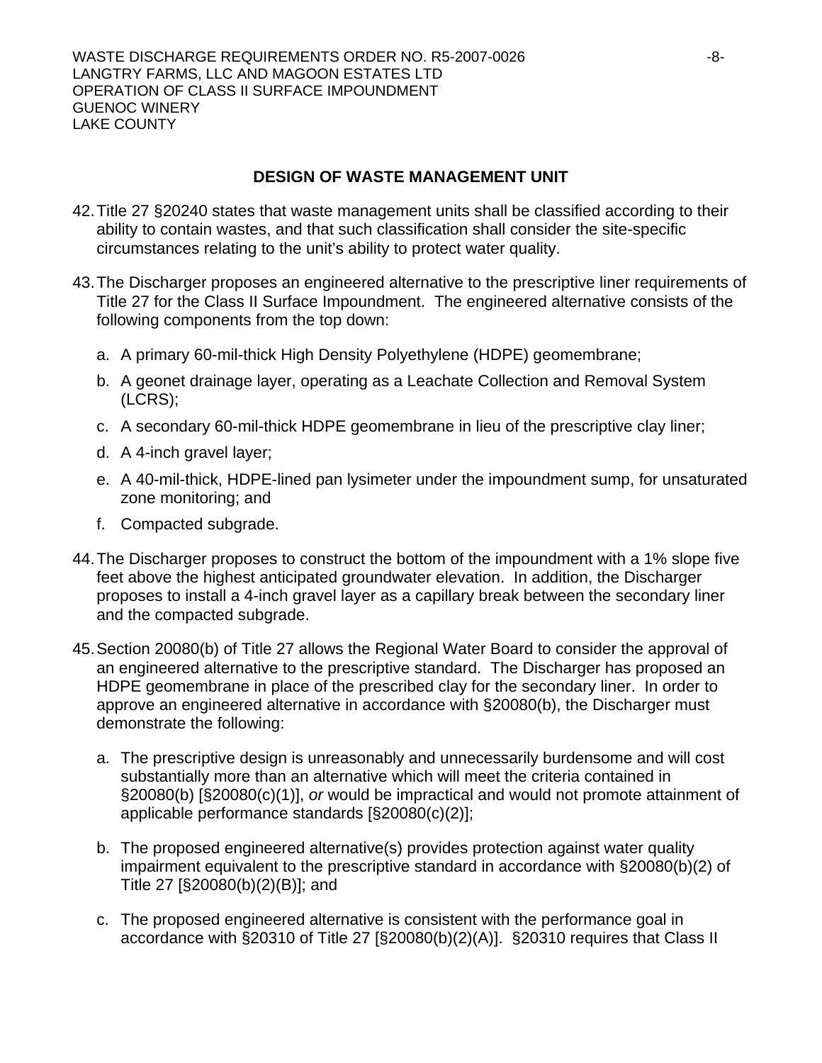## DESIGN OF WASTE MANAGEMENT UNIT

42. Title 27 §20240 states that waste management units shall be classified according to their ability to contain wastes, and that such classification shall consider the site-specific circumstances relating to the unit's ability to protect water quality.

43. The Discharger proposes an engineered alternative to the prescriptive liner requirements of Title 27 for the Class II Surface Impoundment. The engineered alternative consists of the following components from the top down:

    a. A primary 60-mil-thick High Density Polyethylene (HDPE) geomembrane;

    b. A geonet drainage layer, operating as a Leachate Collection and Removal System (LCRS);

    c. A secondary 60-mil-thick HDPE geomembrane in lieu of the prescriptive clay liner;

    d. A 4-inch gravel layer;

    e. A 40-mil-thick, HDPE-lined pan lysimeter under the impoundment sump, for unsaturated zone monitoring; and

    f. Compacted subgrade.

44. The Discharger proposes to construct the bottom of the impoundment with a 1% slope five feet above the highest anticipated groundwater elevation. In addition, the Discharger proposes to install a 4-inch gravel layer as a capillary break between the secondary liner and the compacted subgrade.

45. Section 20080(b) of Title 27 allows the Regional Water Board to consider the approval of an engineered alternative to the prescriptive standard. The Discharger has proposed an HDPE geomembrane in place of the prescribed clay for the secondary liner. In order to approve an engineered alternative in accordance with §20080(b), the Discharger must demonstrate the following:

    a. The prescriptive design is unreasonably and unnecessarily burdensome and will cost substantially more than an alternative which will meet the criteria contained in §20080(b) [§20080(c)(1)], *or* would be impractical and would not promote attainment of applicable performance standards [§20080(c)(2)];

    b. The proposed engineered alternative(s) provides protection against water quality impairment equivalent to the prescriptive standard in accordance with §20080(b)(2) of Title 27 [§20080(b)(2)(B)]; and

    c. The proposed engineered alternative is consistent with the performance goal in accordance with §20310 of Title 27 [§20080(b)(2)(A)]. §20310 requires that Class II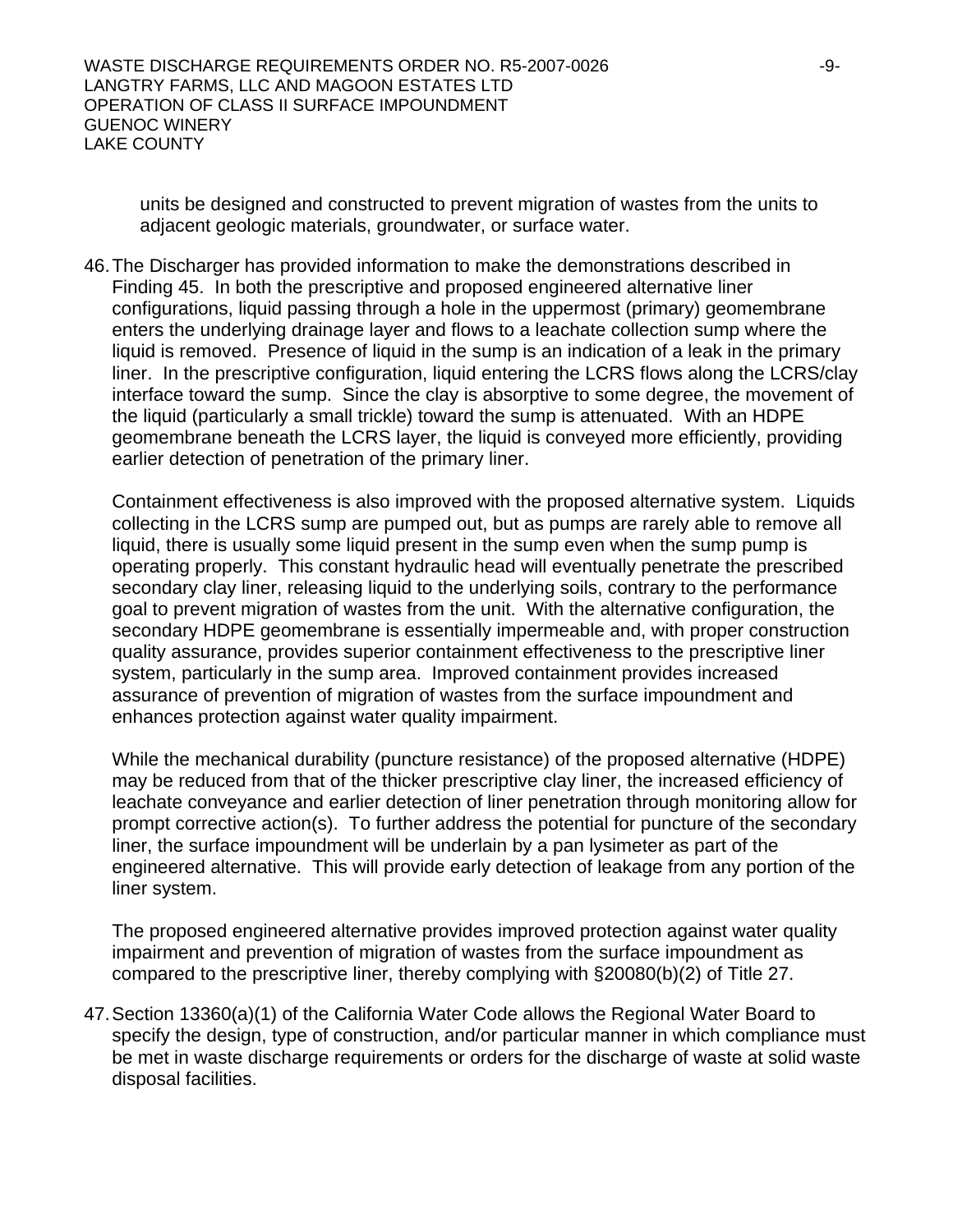units be designed and constructed to prevent migration of wastes from the units to adjacent geologic materials, groundwater, or surface water.

46. The Discharger has provided information to make the demonstrations described in Finding 45. In both the prescriptive and proposed engineered alternative liner configurations, liquid passing through a hole in the uppermost (primary) geomembrane enters the underlying drainage layer and flows to a leachate collection sump where the liquid is removed. Presence of liquid in the sump is an indication of a leak in the primary liner. In the prescriptive configuration, liquid entering the LCRS flows along the LCRS/clay interface toward the sump. Since the clay is absorptive to some degree, the movement of the liquid (particularly a small trickle) toward the sump is attenuated. With an HDPE geomembrane beneath the LCRS layer, the liquid is conveyed more efficiently, providing earlier detection of penetration of the primary liner.

    Containment effectiveness is also improved with the proposed alternative system. Liquids collecting in the LCRS sump are pumped out, but as pumps are rarely able to remove all liquid, there is usually some liquid present in the sump even when the sump pump is operating properly. This constant hydraulic head will eventually penetrate the prescribed secondary clay liner, releasing liquid to the underlying soils, contrary to the performance goal to prevent migration of wastes from the unit. With the alternative configuration, the secondary HDPE geomembrane is essentially impermeable and, with proper construction quality assurance, provides superior containment effectiveness to the prescriptive liner system, particularly in the sump area. Improved containment provides increased assurance of prevention of migration of wastes from the surface impoundment and enhances protection against water quality impairment.

    While the mechanical durability (puncture resistance) of the proposed alternative (HDPE) may be reduced from that of the thicker prescriptive clay liner, the increased efficiency of leachate conveyance and earlier detection of liner penetration through monitoring allow for prompt corrective action(s). To further address the potential for puncture of the secondary liner, the surface impoundment will be underlain by a pan lysimeter as part of the engineered alternative. This will provide early detection of leakage from any portion of the liner system.

    The proposed engineered alternative provides improved protection against water quality impairment and prevention of migration of wastes from the surface impoundment as compared to the prescriptive liner, thereby complying with §20080(b)(2) of Title 27.

47. Section 13360(a)(1) of the California Water Code allows the Regional Water Board to specify the design, type of construction, and/or particular manner in which compliance must be met in waste discharge requirements or orders for the discharge of waste at solid waste disposal facilities.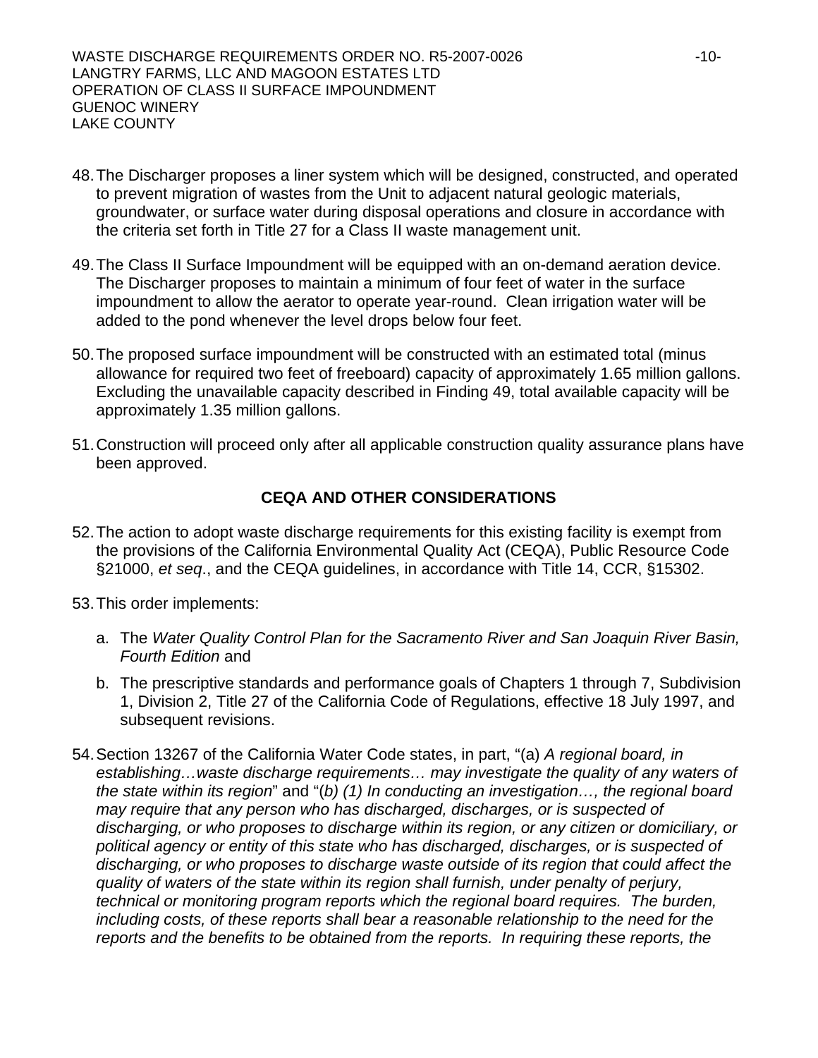48. The Discharger proposes a liner system which will be designed, constructed, and operated to prevent migration of wastes from the Unit to adjacent natural geologic materials, groundwater, or surface water during disposal operations and closure in accordance with the criteria set forth in Title 27 for a Class II waste management unit.

49. The Class II Surface Impoundment will be equipped with an on-demand aeration device. The Discharger proposes to maintain a minimum of four feet of water in the surface impoundment to allow the aerator to operate year-round. Clean irrigation water will be added to the pond whenever the level drops below four feet.

50. The proposed surface impoundment will be constructed with an estimated total (minus allowance for required two feet of freeboard) capacity of approximately 1.65 million gallons. Excluding the unavailable capacity described in Finding 49, total available capacity will be approximately 1.35 million gallons.

51. Construction will proceed only after all applicable construction quality assurance plans have been approved.

## CEQA AND OTHER CONSIDERATIONS

52. The action to adopt waste discharge requirements for this existing facility is exempt from the provisions of the California Environmental Quality Act (CEQA), Public Resource Code §21000, *et seq*., and the CEQA guidelines, in accordance with Title 14, CCR, §15302.

53. This order implements:

    a. The *Water Quality Control Plan for the Sacramento River and San Joaquin River Basin, Fourth Edition* and

    b. The prescriptive standards and performance goals of Chapters 1 through 7, Subdivision 1, Division 2, Title 27 of the California Code of Regulations, effective 18 July 1997, and subsequent revisions.

54. Section 13267 of the California Water Code states, in part, "(a) *A regional board, in establishing…waste discharge requirements… may investigate the quality of any waters of the state within its region*" and "(*b) (1) In conducting an investigation…, the regional board may require that any person who has discharged, discharges, or is suspected of discharging, or who proposes to discharge within its region, or any citizen or domiciliary, or political agency or entity of this state who has discharged, discharges, or is suspected of discharging, or who proposes to discharge waste outside of its region that could affect the quality of waters of the state within its region shall furnish, under penalty of perjury, technical or monitoring program reports which the regional board requires. The burden, including costs, of these reports shall bear a reasonable relationship to the need for the reports and the benefits to be obtained from the reports. In requiring these reports, the*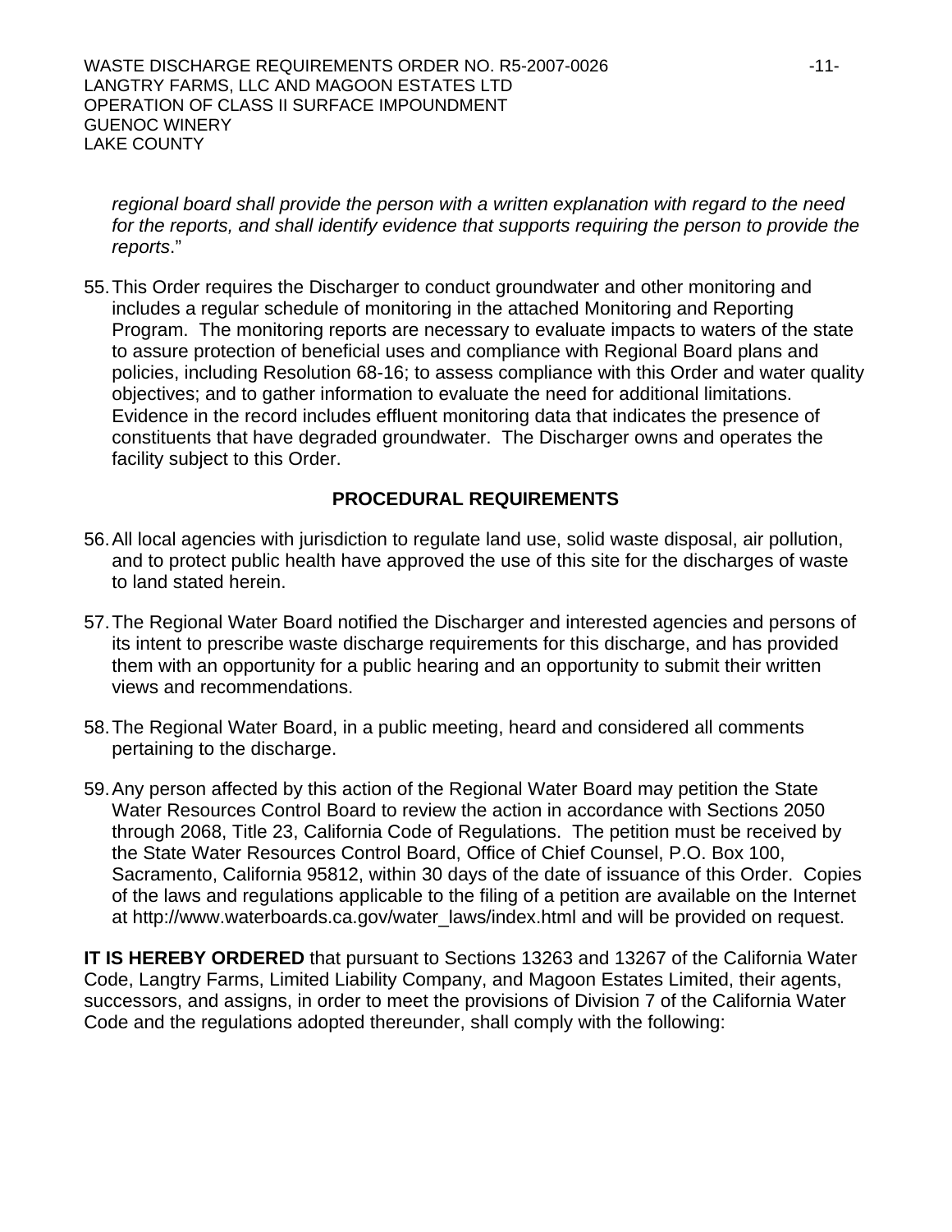*regional board shall provide the person with a written explanation with regard to the need for the reports, and shall identify evidence that supports requiring the person to provide the reports*."

55. This Order requires the Discharger to conduct groundwater and other monitoring and includes a regular schedule of monitoring in the attached Monitoring and Reporting Program. The monitoring reports are necessary to evaluate impacts to waters of the state to assure protection of beneficial uses and compliance with Regional Board plans and policies, including Resolution 68-16; to assess compliance with this Order and water quality objectives; and to gather information to evaluate the need for additional limitations. Evidence in the record includes effluent monitoring data that indicates the presence of constituents that have degraded groundwater. The Discharger owns and operates the facility subject to this Order.

## PROCEDURAL REQUIREMENTS

56. All local agencies with jurisdiction to regulate land use, solid waste disposal, air pollution, and to protect public health have approved the use of this site for the discharges of waste to land stated herein.

57. The Regional Water Board notified the Discharger and interested agencies and persons of its intent to prescribe waste discharge requirements for this discharge, and has provided them with an opportunity for a public hearing and an opportunity to submit their written views and recommendations.

58. The Regional Water Board, in a public meeting, heard and considered all comments pertaining to the discharge.

59. Any person affected by this action of the Regional Water Board may petition the State Water Resources Control Board to review the action in accordance with Sections 2050 through 2068, Title 23, California Code of Regulations. The petition must be received by the State Water Resources Control Board, Office of Chief Counsel, P.O. Box 100, Sacramento, California 95812, within 30 days of the date of issuance of this Order. Copies of the laws and regulations applicable to the filing of a petition are available on the Internet at http://www.waterboards.ca.gov/water_laws/index.html and will be provided on request.

**IT IS HEREBY ORDERED** that pursuant to Sections 13263 and 13267 of the California Water Code, Langtry Farms, Limited Liability Company, and Magoon Estates Limited, their agents, successors, and assigns, in order to meet the provisions of Division 7 of the California Water Code and the regulations adopted thereunder, shall comply with the following: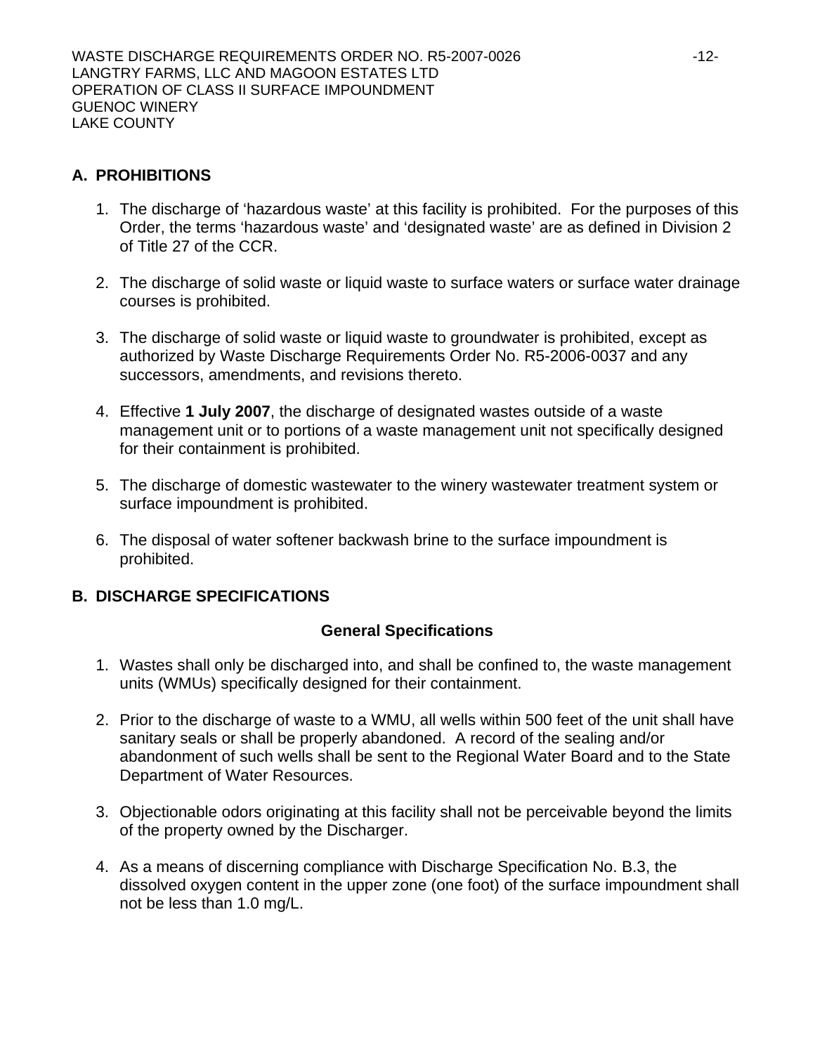## A. PROHIBITIONS

1. The discharge of 'hazardous waste' at this facility is prohibited. For the purposes of this Order, the terms 'hazardous waste' and 'designated waste' are as defined in Division 2 of Title 27 of the CCR.

2. The discharge of solid waste or liquid waste to surface waters or surface water drainage courses is prohibited.

3. The discharge of solid waste or liquid waste to groundwater is prohibited, except as authorized by Waste Discharge Requirements Order No. R5-2006-0037 and any successors, amendments, and revisions thereto.

4. Effective **1 July 2007**, the discharge of designated wastes outside of a waste management unit or to portions of a waste management unit not specifically designed for their containment is prohibited.

5. The discharge of domestic wastewater to the winery wastewater treatment system or surface impoundment is prohibited.

6. The disposal of water softener backwash brine to the surface impoundment is prohibited.

## B. DISCHARGE SPECIFICATIONS

### General Specifications

1. Wastes shall only be discharged into, and shall be confined to, the waste management units (WMUs) specifically designed for their containment.

2. Prior to the discharge of waste to a WMU, all wells within 500 feet of the unit shall have sanitary seals or shall be properly abandoned. A record of the sealing and/or abandonment of such wells shall be sent to the Regional Water Board and to the State Department of Water Resources.

3. Objectionable odors originating at this facility shall not be perceivable beyond the limits of the property owned by the Discharger.

4. As a means of discerning compliance with Discharge Specification No. B.3, the dissolved oxygen content in the upper zone (one foot) of the surface impoundment shall not be less than 1.0 mg/L.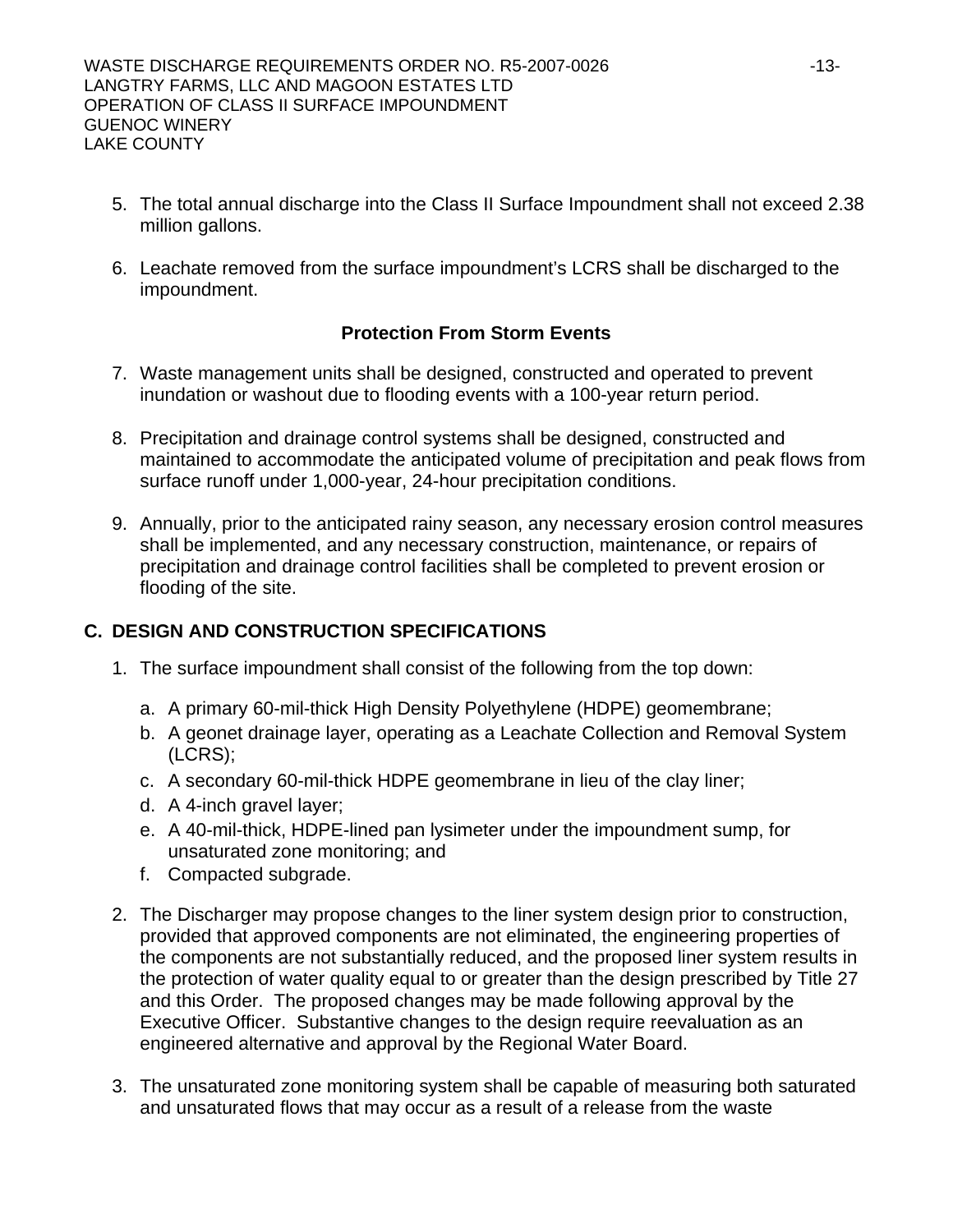5. The total annual discharge into the Class II Surface Impoundment shall not exceed 2.38 million gallons.

6. Leachate removed from the surface impoundment's LCRS shall be discharged to the impoundment.

**Protection From Storm Events**

7. Waste management units shall be designed, constructed and operated to prevent inundation or washout due to flooding events with a 100-year return period.

8. Precipitation and drainage control systems shall be designed, constructed and maintained to accommodate the anticipated volume of precipitation and peak flows from surface runoff under 1,000-year, 24-hour precipitation conditions.

9. Annually, prior to the anticipated rainy season, any necessary erosion control measures shall be implemented, and any necessary construction, maintenance, or repairs of precipitation and drainage control facilities shall be completed to prevent erosion or flooding of the site.

## C. DESIGN AND CONSTRUCTION SPECIFICATIONS

1. The surface impoundment shall consist of the following from the top down:

   a. A primary 60-mil-thick High Density Polyethylene (HDPE) geomembrane;
   b. A geonet drainage layer, operating as a Leachate Collection and Removal System (LCRS);
   c. A secondary 60-mil-thick HDPE geomembrane in lieu of the clay liner;
   d. A 4-inch gravel layer;
   e. A 40-mil-thick, HDPE-lined pan lysimeter under the impoundment sump, for unsaturated zone monitoring; and
   f. Compacted subgrade.

2. The Discharger may propose changes to the liner system design prior to construction, provided that approved components are not eliminated, the engineering properties of the components are not substantially reduced, and the proposed liner system results in the protection of water quality equal to or greater than the design prescribed by Title 27 and this Order. The proposed changes may be made following approval by the Executive Officer. Substantive changes to the design require reevaluation as an engineered alternative and approval by the Regional Water Board.

3. The unsaturated zone monitoring system shall be capable of measuring both saturated and unsaturated flows that may occur as a result of a release from the waste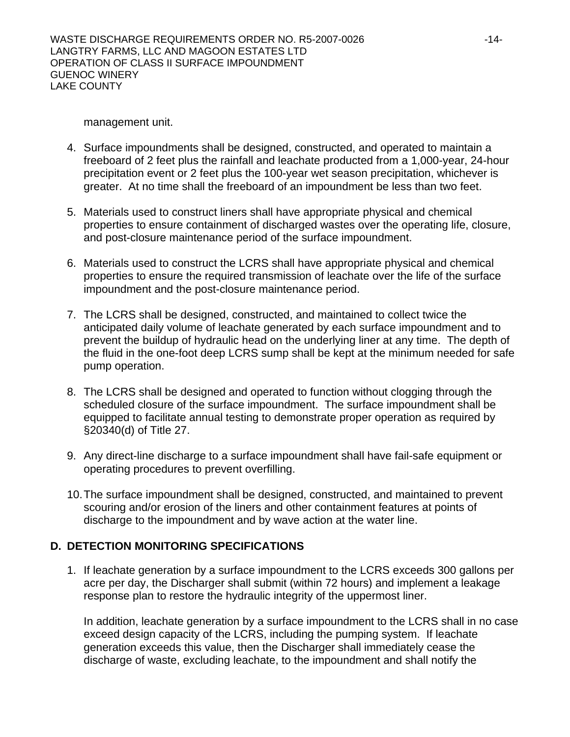management unit.

4. Surface impoundments shall be designed, constructed, and operated to maintain a freeboard of 2 feet plus the rainfall and leachate producted from a 1,000-year, 24-hour precipitation event or 2 feet plus the 100-year wet season precipitation, whichever is greater. At no time shall the freeboard of an impoundment be less than two feet.

5. Materials used to construct liners shall have appropriate physical and chemical properties to ensure containment of discharged wastes over the operating life, closure, and post-closure maintenance period of the surface impoundment.

6. Materials used to construct the LCRS shall have appropriate physical and chemical properties to ensure the required transmission of leachate over the life of the surface impoundment and the post-closure maintenance period.

7. The LCRS shall be designed, constructed, and maintained to collect twice the anticipated daily volume of leachate generated by each surface impoundment and to prevent the buildup of hydraulic head on the underlying liner at any time. The depth of the fluid in the one-foot deep LCRS sump shall be kept at the minimum needed for safe pump operation.

8. The LCRS shall be designed and operated to function without clogging through the scheduled closure of the surface impoundment. The surface impoundment shall be equipped to facilitate annual testing to demonstrate proper operation as required by §20340(d) of Title 27.

9. Any direct-line discharge to a surface impoundment shall have fail-safe equipment or operating procedures to prevent overfilling.

10. The surface impoundment shall be designed, constructed, and maintained to prevent scouring and/or erosion of the liners and other containment features at points of discharge to the impoundment and by wave action at the water line.

## D. DETECTION MONITORING SPECIFICATIONS

1. If leachate generation by a surface impoundment to the LCRS exceeds 300 gallons per acre per day, the Discharger shall submit (within 72 hours) and implement a leakage response plan to restore the hydraulic integrity of the uppermost liner.

   In addition, leachate generation by a surface impoundment to the LCRS shall in no case exceed design capacity of the LCRS, including the pumping system. If leachate generation exceeds this value, then the Discharger shall immediately cease the discharge of waste, excluding leachate, to the impoundment and shall notify the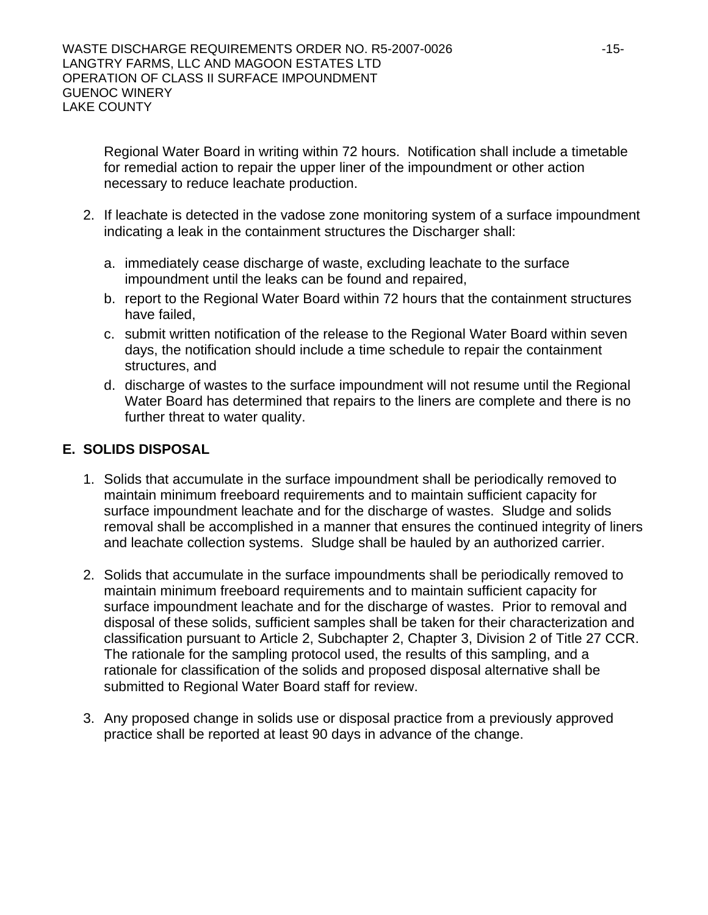Regional Water Board in writing within 72 hours. Notification shall include a timetable for remedial action to repair the upper liner of the impoundment or other action necessary to reduce leachate production.

2. If leachate is detected in the vadose zone monitoring system of a surface impoundment indicating a leak in the containment structures the Discharger shall:

   a. immediately cease discharge of waste, excluding leachate to the surface impoundment until the leaks can be found and repaired,

   b. report to the Regional Water Board within 72 hours that the containment structures have failed,

   c. submit written notification of the release to the Regional Water Board within seven days, the notification should include a time schedule to repair the containment structures, and

   d. discharge of wastes to the surface impoundment will not resume until the Regional Water Board has determined that repairs to the liners are complete and there is no further threat to water quality.

## E. SOLIDS DISPOSAL

1. Solids that accumulate in the surface impoundment shall be periodically removed to maintain minimum freeboard requirements and to maintain sufficient capacity for surface impoundment leachate and for the discharge of wastes. Sludge and solids removal shall be accomplished in a manner that ensures the continued integrity of liners and leachate collection systems. Sludge shall be hauled by an authorized carrier.

2. Solids that accumulate in the surface impoundments shall be periodically removed to maintain minimum freeboard requirements and to maintain sufficient capacity for surface impoundment leachate and for the discharge of wastes. Prior to removal and disposal of these solids, sufficient samples shall be taken for their characterization and classification pursuant to Article 2, Subchapter 2, Chapter 3, Division 2 of Title 27 CCR. The rationale for the sampling protocol used, the results of this sampling, and a rationale for classification of the solids and proposed disposal alternative shall be submitted to Regional Water Board staff for review.

3. Any proposed change in solids use or disposal practice from a previously approved practice shall be reported at least 90 days in advance of the change.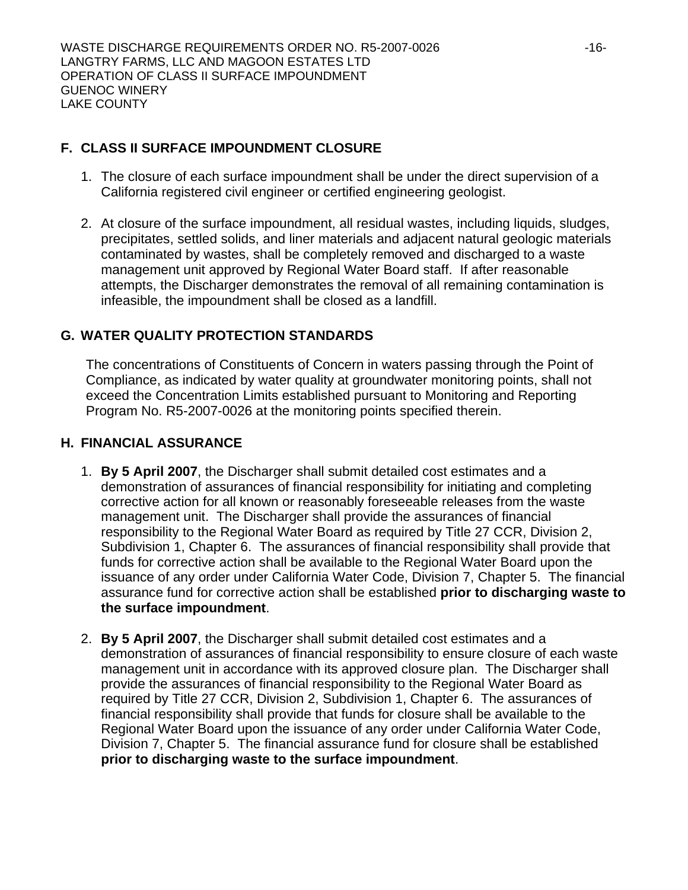## F. CLASS II SURFACE IMPOUNDMENT CLOSURE

1. The closure of each surface impoundment shall be under the direct supervision of a California registered civil engineer or certified engineering geologist.

2. At closure of the surface impoundment, all residual wastes, including liquids, sludges, precipitates, settled solids, and liner materials and adjacent natural geologic materials contaminated by wastes, shall be completely removed and discharged to a waste management unit approved by Regional Water Board staff. If after reasonable attempts, the Discharger demonstrates the removal of all remaining contamination is infeasible, the impoundment shall be closed as a landfill.

## G. WATER QUALITY PROTECTION STANDARDS

The concentrations of Constituents of Concern in waters passing through the Point of Compliance, as indicated by water quality at groundwater monitoring points, shall not exceed the Concentration Limits established pursuant to Monitoring and Reporting Program No. R5-2007-0026 at the monitoring points specified therein.

## H. FINANCIAL ASSURANCE

1. **By 5 April 2007**, the Discharger shall submit detailed cost estimates and a demonstration of assurances of financial responsibility for initiating and completing corrective action for all known or reasonably foreseeable releases from the waste management unit. The Discharger shall provide the assurances of financial responsibility to the Regional Water Board as required by Title 27 CCR, Division 2, Subdivision 1, Chapter 6. The assurances of financial responsibility shall provide that funds for corrective action shall be available to the Regional Water Board upon the issuance of any order under California Water Code, Division 7, Chapter 5. The financial assurance fund for corrective action shall be established **prior to discharging waste to the surface impoundment**.

2. **By 5 April 2007**, the Discharger shall submit detailed cost estimates and a demonstration of assurances of financial responsibility to ensure closure of each waste management unit in accordance with its approved closure plan. The Discharger shall provide the assurances of financial responsibility to the Regional Water Board as required by Title 27 CCR, Division 2, Subdivision 1, Chapter 6. The assurances of financial responsibility shall provide that funds for closure shall be available to the Regional Water Board upon the issuance of any order under California Water Code, Division 7, Chapter 5. The financial assurance fund for closure shall be established **prior to discharging waste to the surface impoundment**.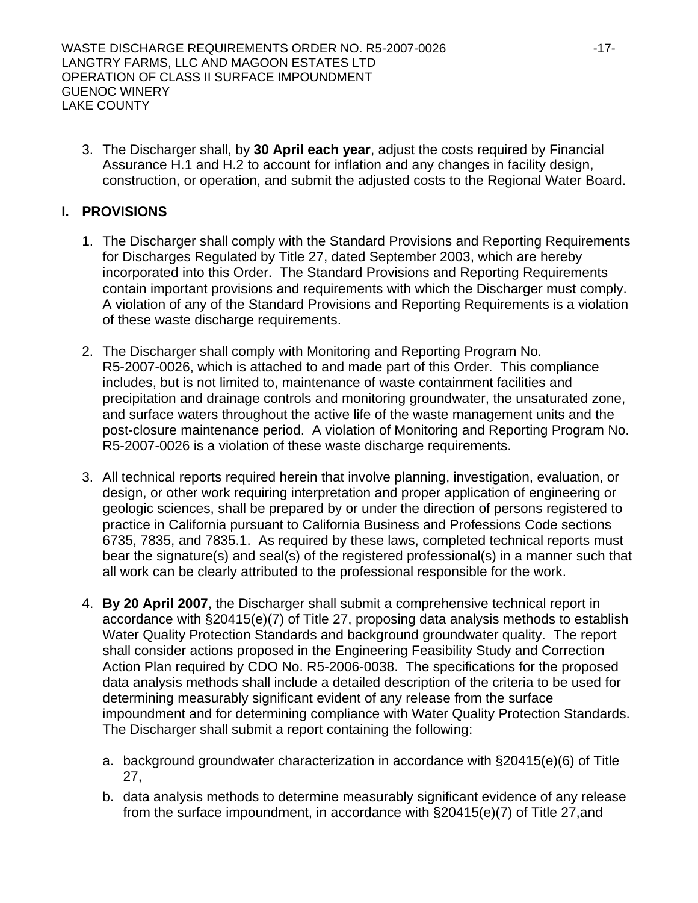3. The Discharger shall, by **30 April each year**, adjust the costs required by Financial Assurance H.1 and H.2 to account for inflation and any changes in facility design, construction, or operation, and submit the adjusted costs to the Regional Water Board.

## I. PROVISIONS

1. The Discharger shall comply with the Standard Provisions and Reporting Requirements for Discharges Regulated by Title 27, dated September 2003, which are hereby incorporated into this Order. The Standard Provisions and Reporting Requirements contain important provisions and requirements with which the Discharger must comply. A violation of any of the Standard Provisions and Reporting Requirements is a violation of these waste discharge requirements.

2. The Discharger shall comply with Monitoring and Reporting Program No. R5-2007-0026, which is attached to and made part of this Order. This compliance includes, but is not limited to, maintenance of waste containment facilities and precipitation and drainage controls and monitoring groundwater, the unsaturated zone, and surface waters throughout the active life of the waste management units and the post-closure maintenance period. A violation of Monitoring and Reporting Program No. R5-2007-0026 is a violation of these waste discharge requirements.

3. All technical reports required herein that involve planning, investigation, evaluation, or design, or other work requiring interpretation and proper application of engineering or geologic sciences, shall be prepared by or under the direction of persons registered to practice in California pursuant to California Business and Professions Code sections 6735, 7835, and 7835.1. As required by these laws, completed technical reports must bear the signature(s) and seal(s) of the registered professional(s) in a manner such that all work can be clearly attributed to the professional responsible for the work.

4. **By 20 April 2007**, the Discharger shall submit a comprehensive technical report in accordance with §20415(e)(7) of Title 27, proposing data analysis methods to establish Water Quality Protection Standards and background groundwater quality. The report shall consider actions proposed in the Engineering Feasibility Study and Correction Action Plan required by CDO No. R5-2006-0038. The specifications for the proposed data analysis methods shall include a detailed description of the criteria to be used for determining measurably significant evident of any release from the surface impoundment and for determining compliance with Water Quality Protection Standards. The Discharger shall submit a report containing the following:

   a. background groundwater characterization in accordance with §20415(e)(6) of Title 27,

   b. data analysis methods to determine measurably significant evidence of any release from the surface impoundment, in accordance with §20415(e)(7) of Title 27,and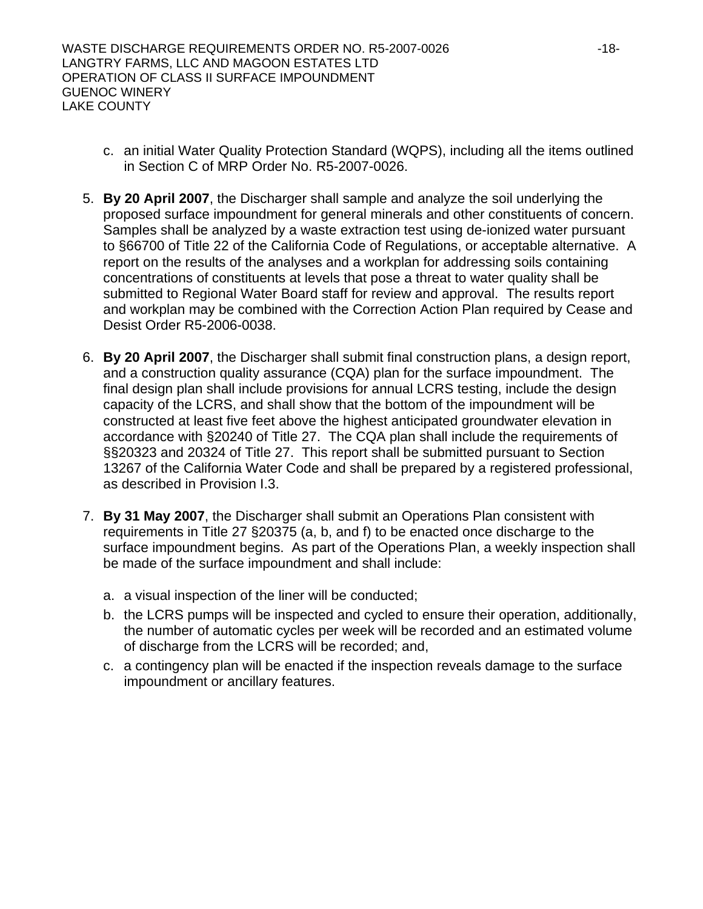c. an initial Water Quality Protection Standard (WQPS), including all the items outlined in Section C of MRP Order No. R5-2007-0026.

5. **By 20 April 2007**, the Discharger shall sample and analyze the soil underlying the proposed surface impoundment for general minerals and other constituents of concern. Samples shall be analyzed by a waste extraction test using de-ionized water pursuant to §66700 of Title 22 of the California Code of Regulations, or acceptable alternative. A report on the results of the analyses and a workplan for addressing soils containing concentrations of constituents at levels that pose a threat to water quality shall be submitted to Regional Water Board staff for review and approval. The results report and workplan may be combined with the Correction Action Plan required by Cease and Desist Order R5-2006-0038.

6. **By 20 April 2007**, the Discharger shall submit final construction plans, a design report, and a construction quality assurance (CQA) plan for the surface impoundment. The final design plan shall include provisions for annual LCRS testing, include the design capacity of the LCRS, and shall show that the bottom of the impoundment will be constructed at least five feet above the highest anticipated groundwater elevation in accordance with §20240 of Title 27. The CQA plan shall include the requirements of §§20323 and 20324 of Title 27. This report shall be submitted pursuant to Section 13267 of the California Water Code and shall be prepared by a registered professional, as described in Provision I.3.

7. **By 31 May 2007**, the Discharger shall submit an Operations Plan consistent with requirements in Title 27 §20375 (a, b, and f) to be enacted once discharge to the surface impoundment begins. As part of the Operations Plan, a weekly inspection shall be made of the surface impoundment and shall include:

   a. a visual inspection of the liner will be conducted;

   b. the LCRS pumps will be inspected and cycled to ensure their operation, additionally, the number of automatic cycles per week will be recorded and an estimated volume of discharge from the LCRS will be recorded; and,

   c. a contingency plan will be enacted if the inspection reveals damage to the surface impoundment or ancillary features.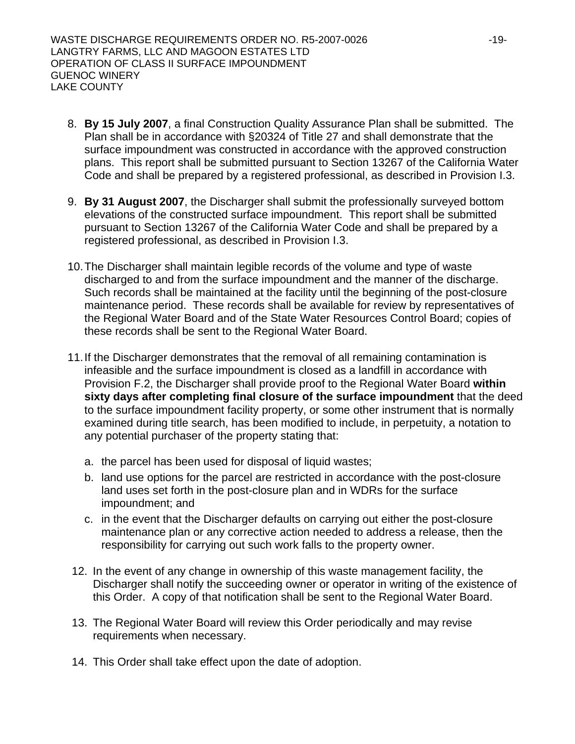8. **By 15 July 2007**, a final Construction Quality Assurance Plan shall be submitted. The Plan shall be in accordance with §20324 of Title 27 and shall demonstrate that the surface impoundment was constructed in accordance with the approved construction plans. This report shall be submitted pursuant to Section 13267 of the California Water Code and shall be prepared by a registered professional, as described in Provision I.3.

9. **By 31 August 2007**, the Discharger shall submit the professionally surveyed bottom elevations of the constructed surface impoundment. This report shall be submitted pursuant to Section 13267 of the California Water Code and shall be prepared by a registered professional, as described in Provision I.3.

10. The Discharger shall maintain legible records of the volume and type of waste discharged to and from the surface impoundment and the manner of the discharge. Such records shall be maintained at the facility until the beginning of the post-closure maintenance period. These records shall be available for review by representatives of the Regional Water Board and of the State Water Resources Control Board; copies of these records shall be sent to the Regional Water Board.

11. If the Discharger demonstrates that the removal of all remaining contamination is infeasible and the surface impoundment is closed as a landfill in accordance with Provision F.2, the Discharger shall provide proof to the Regional Water Board **within sixty days after completing final closure of the surface impoundment** that the deed to the surface impoundment facility property, or some other instrument that is normally examined during title search, has been modified to include, in perpetuity, a notation to any potential purchaser of the property stating that:

    a. the parcel has been used for disposal of liquid wastes;
    b. land use options for the parcel are restricted in accordance with the post-closure land uses set forth in the post-closure plan and in WDRs for the surface impoundment; and
    c. in the event that the Discharger defaults on carrying out either the post-closure maintenance plan or any corrective action needed to address a release, then the responsibility for carrying out such work falls to the property owner.

12. In the event of any change in ownership of this waste management facility, the Discharger shall notify the succeeding owner or operator in writing of the existence of this Order. A copy of that notification shall be sent to the Regional Water Board.

13. The Regional Water Board will review this Order periodically and may revise requirements when necessary.

14. This Order shall take effect upon the date of adoption.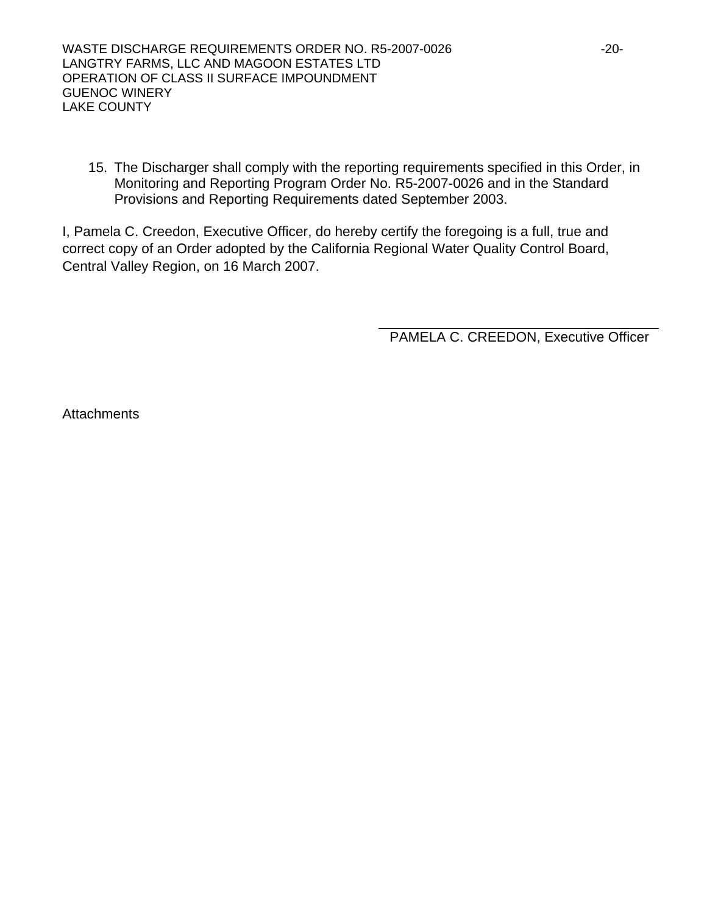15. The Discharger shall comply with the reporting requirements specified in this Order, in Monitoring and Reporting Program Order No. R5-2007-0026 and in the Standard Provisions and Reporting Requirements dated September 2003.

I, Pamela C. Creedon, Executive Officer, do hereby certify the foregoing is a full, true and correct copy of an Order adopted by the California Regional Water Quality Control Board, Central Valley Region, on 16 March 2007.

PAMELA C. CREEDON, Executive Officer

Attachments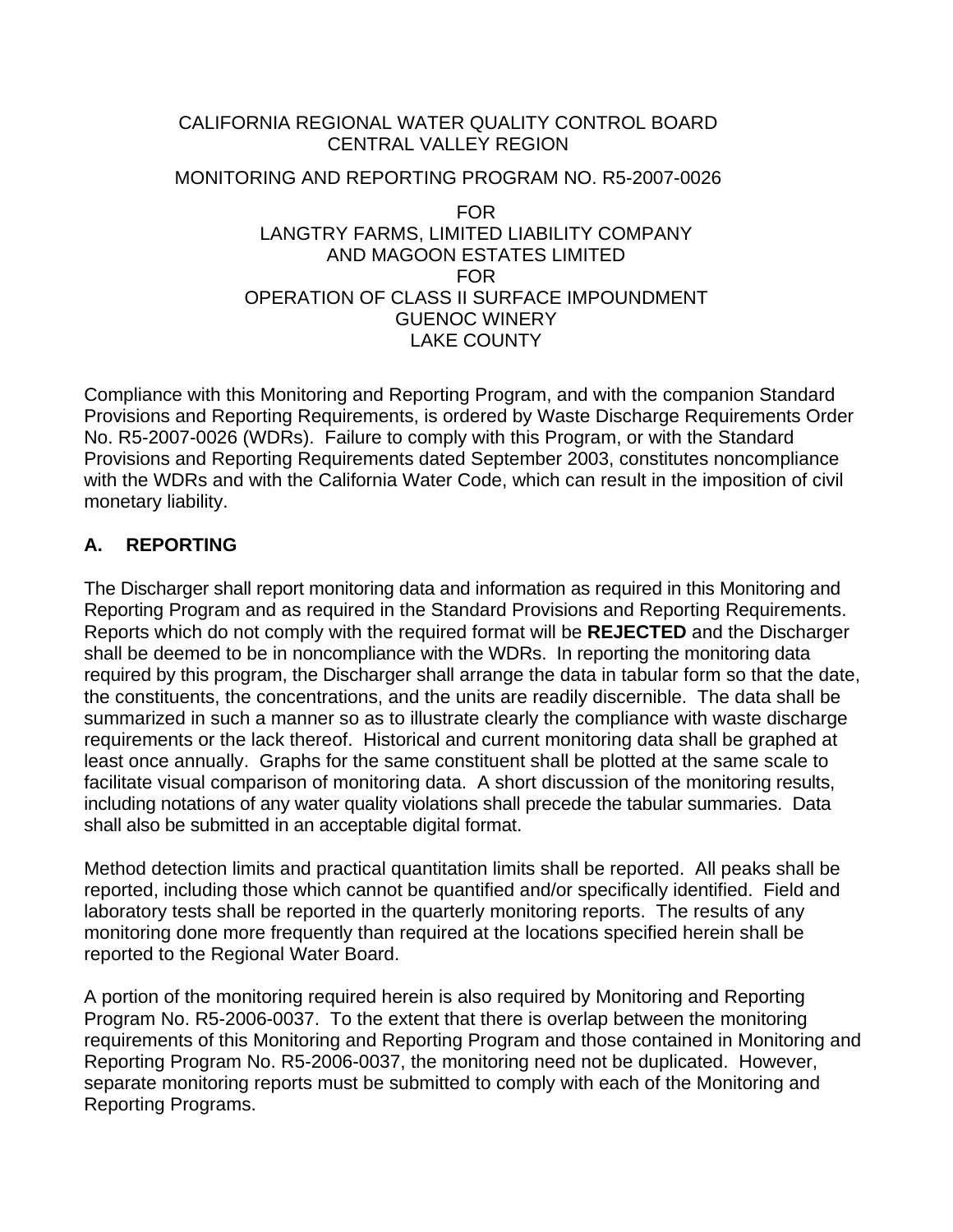CALIFORNIA REGIONAL WATER QUALITY CONTROL BOARD
CENTRAL VALLEY REGION

MONITORING AND REPORTING PROGRAM NO. R5-2007-0026

FOR
LANGTRY FARMS, LIMITED LIABILITY COMPANY
AND MAGOON ESTATES LIMITED
FOR
OPERATION OF CLASS II SURFACE IMPOUNDMENT
GUENOC WINERY
LAKE COUNTY

Compliance with this Monitoring and Reporting Program, and with the companion Standard Provisions and Reporting Requirements, is ordered by Waste Discharge Requirements Order No. R5-2007-0026 (WDRs). Failure to comply with this Program, or with the Standard Provisions and Reporting Requirements dated September 2003, constitutes noncompliance with the WDRs and with the California Water Code, which can result in the imposition of civil monetary liability.

## A. REPORTING

The Discharger shall report monitoring data and information as required in this Monitoring and Reporting Program and as required in the Standard Provisions and Reporting Requirements. Reports which do not comply with the required format will be **REJECTED** and the Discharger shall be deemed to be in noncompliance with the WDRs. In reporting the monitoring data required by this program, the Discharger shall arrange the data in tabular form so that the date, the constituents, the concentrations, and the units are readily discernible. The data shall be summarized in such a manner so as to illustrate clearly the compliance with waste discharge requirements or the lack thereof. Historical and current monitoring data shall be graphed at least once annually. Graphs for the same constituent shall be plotted at the same scale to facilitate visual comparison of monitoring data. A short discussion of the monitoring results, including notations of any water quality violations shall precede the tabular summaries. Data shall also be submitted in an acceptable digital format.

Method detection limits and practical quantitation limits shall be reported. All peaks shall be reported, including those which cannot be quantified and/or specifically identified. Field and laboratory tests shall be reported in the quarterly monitoring reports. The results of any monitoring done more frequently than required at the locations specified herein shall be reported to the Regional Water Board.

A portion of the monitoring required herein is also required by Monitoring and Reporting Program No. R5-2006-0037. To the extent that there is overlap between the monitoring requirements of this Monitoring and Reporting Program and those contained in Monitoring and Reporting Program No. R5-2006-0037, the monitoring need not be duplicated. However, separate monitoring reports must be submitted to comply with each of the Monitoring and Reporting Programs.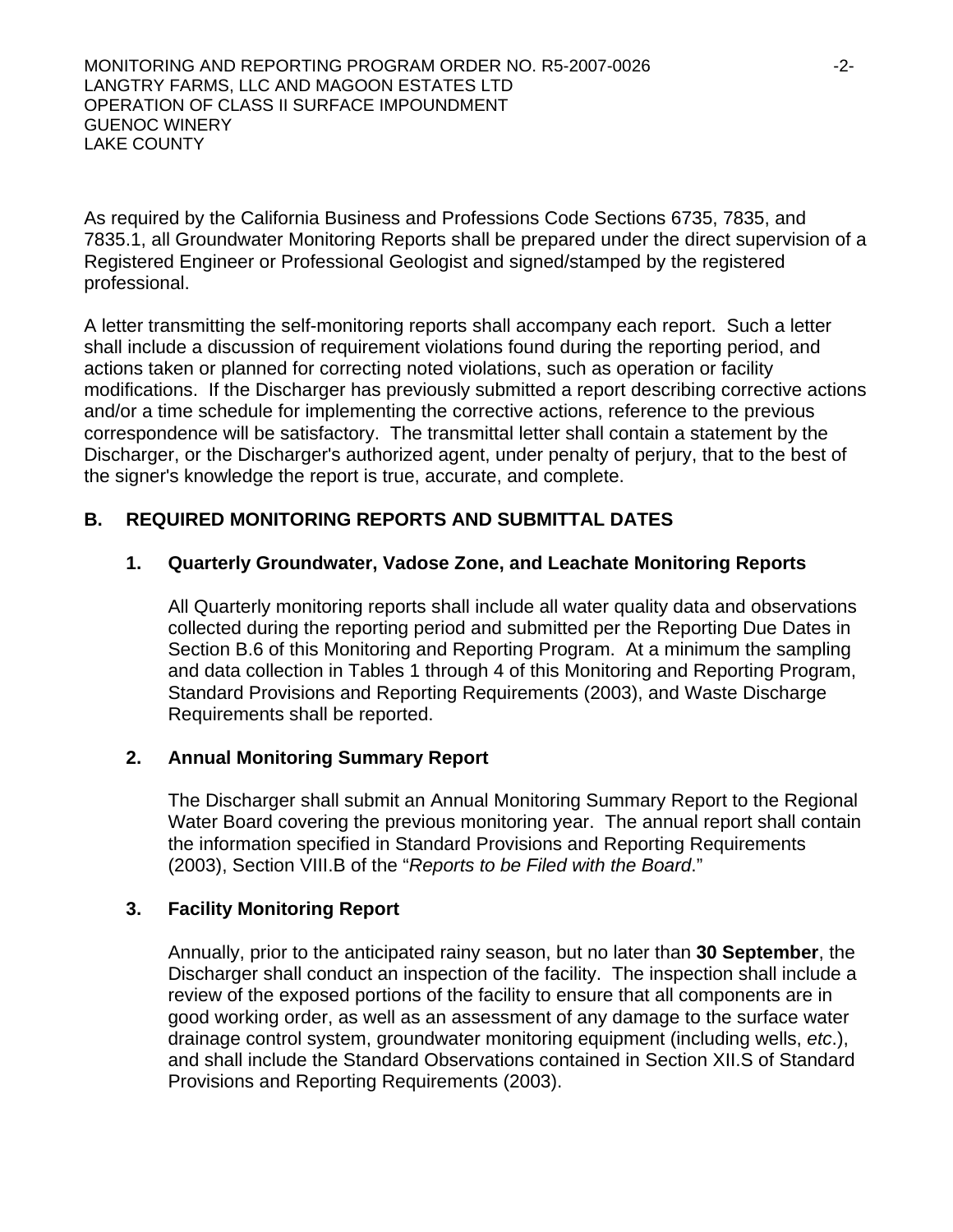As required by the California Business and Professions Code Sections 6735, 7835, and 7835.1, all Groundwater Monitoring Reports shall be prepared under the direct supervision of a Registered Engineer or Professional Geologist and signed/stamped by the registered professional.

A letter transmitting the self-monitoring reports shall accompany each report. Such a letter shall include a discussion of requirement violations found during the reporting period, and actions taken or planned for correcting noted violations, such as operation or facility modifications. If the Discharger has previously submitted a report describing corrective actions and/or a time schedule for implementing the corrective actions, reference to the previous correspondence will be satisfactory. The transmittal letter shall contain a statement by the Discharger, or the Discharger's authorized agent, under penalty of perjury, that to the best of the signer's knowledge the report is true, accurate, and complete.

## B. REQUIRED MONITORING REPORTS AND SUBMITTAL DATES

### 1. Quarterly Groundwater, Vadose Zone, and Leachate Monitoring Reports

All Quarterly monitoring reports shall include all water quality data and observations collected during the reporting period and submitted per the Reporting Due Dates in Section B.6 of this Monitoring and Reporting Program. At a minimum the sampling and data collection in Tables 1 through 4 of this Monitoring and Reporting Program, Standard Provisions and Reporting Requirements (2003), and Waste Discharge Requirements shall be reported.

### 2. Annual Monitoring Summary Report

The Discharger shall submit an Annual Monitoring Summary Report to the Regional Water Board covering the previous monitoring year. The annual report shall contain the information specified in Standard Provisions and Reporting Requirements (2003), Section VIII.B of the "*Reports to be Filed with the Board*."

### 3. Facility Monitoring Report

Annually, prior to the anticipated rainy season, but no later than **30 September**, the Discharger shall conduct an inspection of the facility. The inspection shall include a review of the exposed portions of the facility to ensure that all components are in good working order, as well as an assessment of any damage to the surface water drainage control system, groundwater monitoring equipment (including wells, *etc*.), and shall include the Standard Observations contained in Section XII.S of Standard Provisions and Reporting Requirements (2003).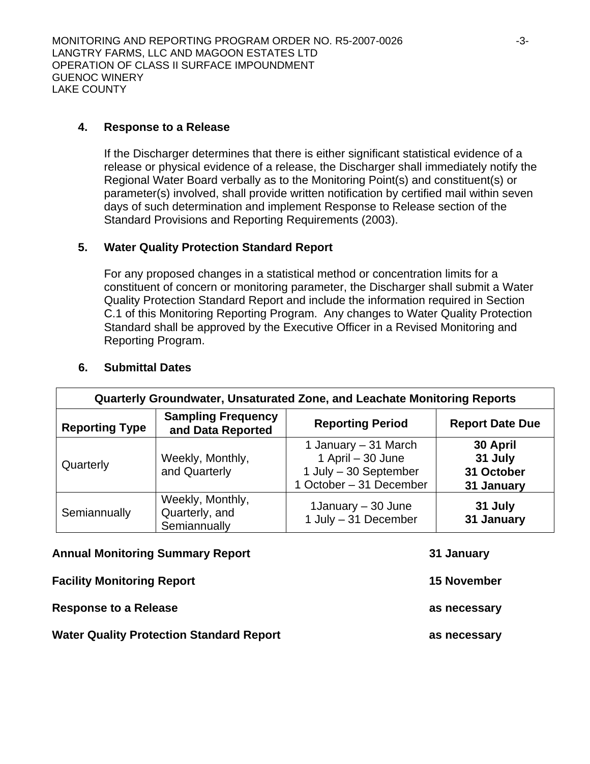### 4. Response to a Release

If the Discharger determines that there is either significant statistical evidence of a release or physical evidence of a release, the Discharger shall immediately notify the Regional Water Board verbally as to the Monitoring Point(s) and constituent(s) or parameter(s) involved, shall provide written notification by certified mail within seven days of such determination and implement Response to Release section of the Standard Provisions and Reporting Requirements (2003).

### 5. Water Quality Protection Standard Report

For any proposed changes in a statistical method or concentration limits for a constituent of concern or monitoring parameter, the Discharger shall submit a Water Quality Protection Standard Report and include the information required in Section C.1 of this Monitoring Reporting Program. Any changes to Water Quality Protection Standard shall be approved by the Executive Officer in a Revised Monitoring and Reporting Program.

### 6. Submittal Dates

| Quarterly Groundwater, Unsaturated Zone, and Leachate Monitoring Reports | | | |
|---|---|---|---|
| **Reporting Type** | **Sampling Frequency and Data Reported** | **Reporting Period** | **Report Date Due** |
| Quarterly | Weekly, Monthly, and Quarterly | 1 January – 31 March<br>1 April – 30 June<br>1 July – 30 September<br>1 October – 31 December | **30 April**<br>**31 July**<br>**31 October**<br>**31 January** |
| Semiannually | Weekly, Monthly, Quarterly, and Semiannually | 1January – 30 June<br>1 July – 31 December | **31 July**<br>**31 January** |

**Annual Monitoring Summary Report** **31 January**

**Facility Monitoring Report** **15 November**

**Response to a Release** **as necessary**

**Water Quality Protection Standard Report** **as necessary**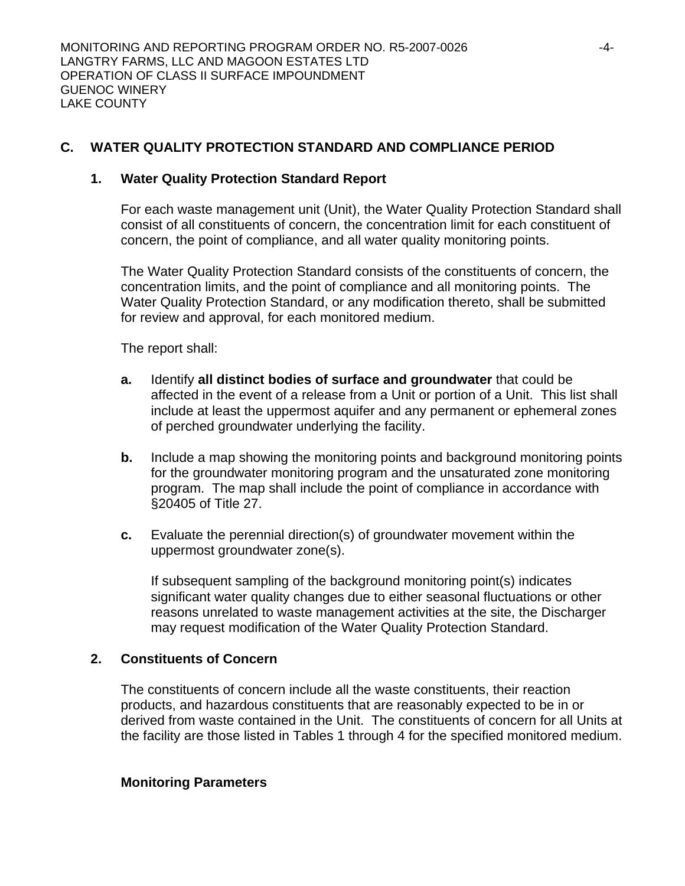## C. WATER QUALITY PROTECTION STANDARD AND COMPLIANCE PERIOD

### 1. Water Quality Protection Standard Report

For each waste management unit (Unit), the Water Quality Protection Standard shall consist of all constituents of concern, the concentration limit for each constituent of concern, the point of compliance, and all water quality monitoring points.

The Water Quality Protection Standard consists of the constituents of concern, the concentration limits, and the point of compliance and all monitoring points. The Water Quality Protection Standard, or any modification thereto, shall be submitted for review and approval, for each monitored medium.

The report shall:

**a.** Identify **all distinct bodies of surface and groundwater** that could be affected in the event of a release from a Unit or portion of a Unit. This list shall include at least the uppermost aquifer and any permanent or ephemeral zones of perched groundwater underlying the facility.

**b.** Include a map showing the monitoring points and background monitoring points for the groundwater monitoring program and the unsaturated zone monitoring program. The map shall include the point of compliance in accordance with §20405 of Title 27.

**c.** Evaluate the perennial direction(s) of groundwater movement within the uppermost groundwater zone(s).

If subsequent sampling of the background monitoring point(s) indicates significant water quality changes due to either seasonal fluctuations or other reasons unrelated to waste management activities at the site, the Discharger may request modification of the Water Quality Protection Standard.

### 2. Constituents of Concern

The constituents of concern include all the waste constituents, their reaction products, and hazardous constituents that are reasonably expected to be in or derived from waste contained in the Unit. The constituents of concern for all Units at the facility are those listed in Tables 1 through 4 for the specified monitored medium.

**Monitoring Parameters**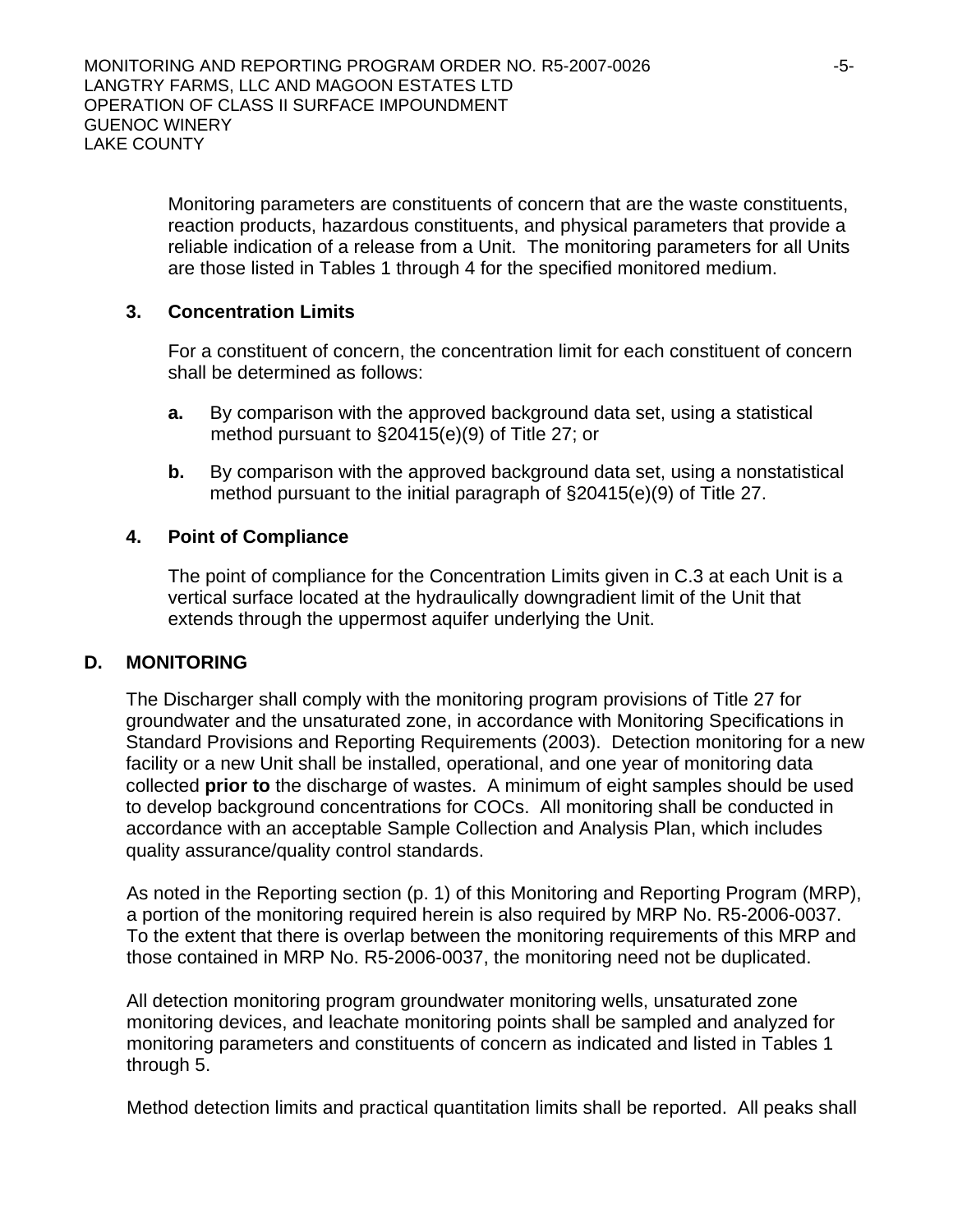Monitoring parameters are constituents of concern that are the waste constituents, reaction products, hazardous constituents, and physical parameters that provide a reliable indication of a release from a Unit. The monitoring parameters for all Units are those listed in Tables 1 through 4 for the specified monitored medium.

### 3. Concentration Limits

For a constituent of concern, the concentration limit for each constituent of concern shall be determined as follows:

**a.** By comparison with the approved background data set, using a statistical method pursuant to §20415(e)(9) of Title 27; or

**b.** By comparison with the approved background data set, using a nonstatistical method pursuant to the initial paragraph of §20415(e)(9) of Title 27.

### 4. Point of Compliance

The point of compliance for the Concentration Limits given in C.3 at each Unit is a vertical surface located at the hydraulically downgradient limit of the Unit that extends through the uppermost aquifer underlying the Unit.

## D. MONITORING

The Discharger shall comply with the monitoring program provisions of Title 27 for groundwater and the unsaturated zone, in accordance with Monitoring Specifications in Standard Provisions and Reporting Requirements (2003). Detection monitoring for a new facility or a new Unit shall be installed, operational, and one year of monitoring data collected **prior to** the discharge of wastes. A minimum of eight samples should be used to develop background concentrations for COCs. All monitoring shall be conducted in accordance with an acceptable Sample Collection and Analysis Plan, which includes quality assurance/quality control standards.

As noted in the Reporting section (p. 1) of this Monitoring and Reporting Program (MRP), a portion of the monitoring required herein is also required by MRP No. R5-2006-0037. To the extent that there is overlap between the monitoring requirements of this MRP and those contained in MRP No. R5-2006-0037, the monitoring need not be duplicated.

All detection monitoring program groundwater monitoring wells, unsaturated zone monitoring devices, and leachate monitoring points shall be sampled and analyzed for monitoring parameters and constituents of concern as indicated and listed in Tables 1 through 5.

Method detection limits and practical quantitation limits shall be reported. All peaks shall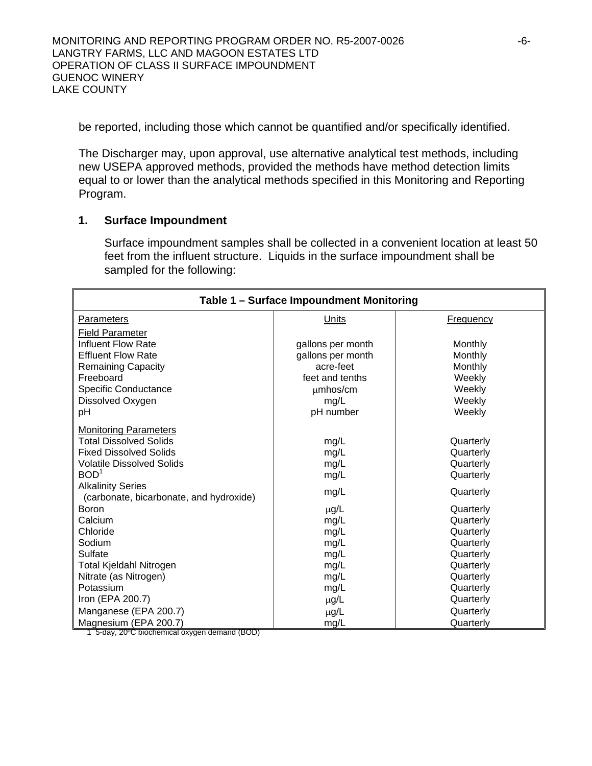be reported, including those which cannot be quantified and/or specifically identified.

The Discharger may, upon approval, use alternative analytical test methods, including new USEPA approved methods, provided the methods have method detection limits equal to or lower than the analytical methods specified in this Monitoring and Reporting Program.

## 1. Surface Impoundment

Surface impoundment samples shall be collected in a convenient location at least 50 feet from the influent structure. Liquids in the surface impoundment shall be sampled for the following:

**Table 1 – Surface Impoundment Monitoring**

| Parameters | Units | Frequency |
|---|---|---|
| Field Parameter | | |
| Influent Flow Rate | gallons per month | Monthly |
| Effluent Flow Rate | gallons per month | Monthly |
| Remaining Capacity | acre-feet | Monthly |
| Freeboard | feet and tenths | Weekly |
| Specific Conductance | μmhos/cm | Weekly |
| Dissolved Oxygen | mg/L | Weekly |
| pH | pH number | Weekly |
| Monitoring Parameters | | |
| Total Dissolved Solids | mg/L | Quarterly |
| Fixed Dissolved Solids | mg/L | Quarterly |
| Volatile Dissolved Solids | mg/L | Quarterly |
| BOD[1] | mg/L | Quarterly |
| Alkalinity Series (carbonate, bicarbonate, and hydroxide) | mg/L | Quarterly |
| Boron | μg/L | Quarterly |
| Calcium | mg/L | Quarterly |
| Chloride | mg/L | Quarterly |
| Sodium | mg/L | Quarterly |
| Sulfate | mg/L | Quarterly |
| Total Kjeldahl Nitrogen | mg/L | Quarterly |
| Nitrate (as Nitrogen) | mg/L | Quarterly |
| Potassium | mg/L | Quarterly |
| Iron (EPA 200.7) | μg/L | Quarterly |
| Manganese (EPA 200.7) | μg/L | Quarterly |
| Magnesium (EPA 200.7) | mg/L | Quarterly |

1 5-day, 20ºC biochemical oxygen demand (BOD)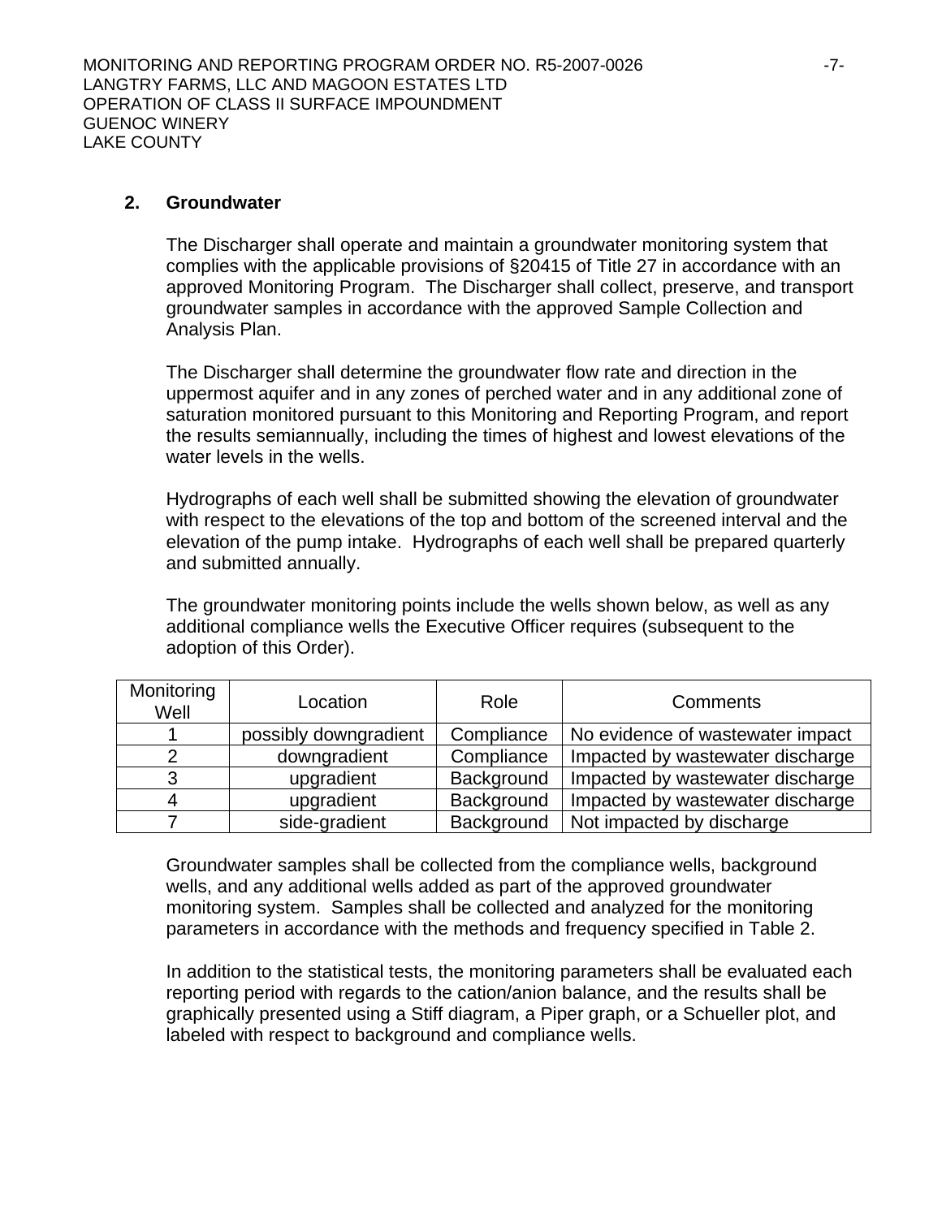## 2. Groundwater

The Discharger shall operate and maintain a groundwater monitoring system that complies with the applicable provisions of §20415 of Title 27 in accordance with an approved Monitoring Program. The Discharger shall collect, preserve, and transport groundwater samples in accordance with the approved Sample Collection and Analysis Plan.

The Discharger shall determine the groundwater flow rate and direction in the uppermost aquifer and in any zones of perched water and in any additional zone of saturation monitored pursuant to this Monitoring and Reporting Program, and report the results semiannually, including the times of highest and lowest elevations of the water levels in the wells.

Hydrographs of each well shall be submitted showing the elevation of groundwater with respect to the elevations of the top and bottom of the screened interval and the elevation of the pump intake. Hydrographs of each well shall be prepared quarterly and submitted annually.

The groundwater monitoring points include the wells shown below, as well as any additional compliance wells the Executive Officer requires (subsequent to the adoption of this Order).

| Monitoring Well | Location | Role | Comments |
|---|---|---|---|
| 1 | possibly downgradient | Compliance | No evidence of wastewater impact |
| 2 | downgradient | Compliance | Impacted by wastewater discharge |
| 3 | upgradient | Background | Impacted by wastewater discharge |
| 4 | upgradient | Background | Impacted by wastewater discharge |
| 7 | side-gradient | Background | Not impacted by discharge |

Groundwater samples shall be collected from the compliance wells, background wells, and any additional wells added as part of the approved groundwater monitoring system. Samples shall be collected and analyzed for the monitoring parameters in accordance with the methods and frequency specified in Table 2.

In addition to the statistical tests, the monitoring parameters shall be evaluated each reporting period with regards to the cation/anion balance, and the results shall be graphically presented using a Stiff diagram, a Piper graph, or a Schueller plot, and labeled with respect to background and compliance wells.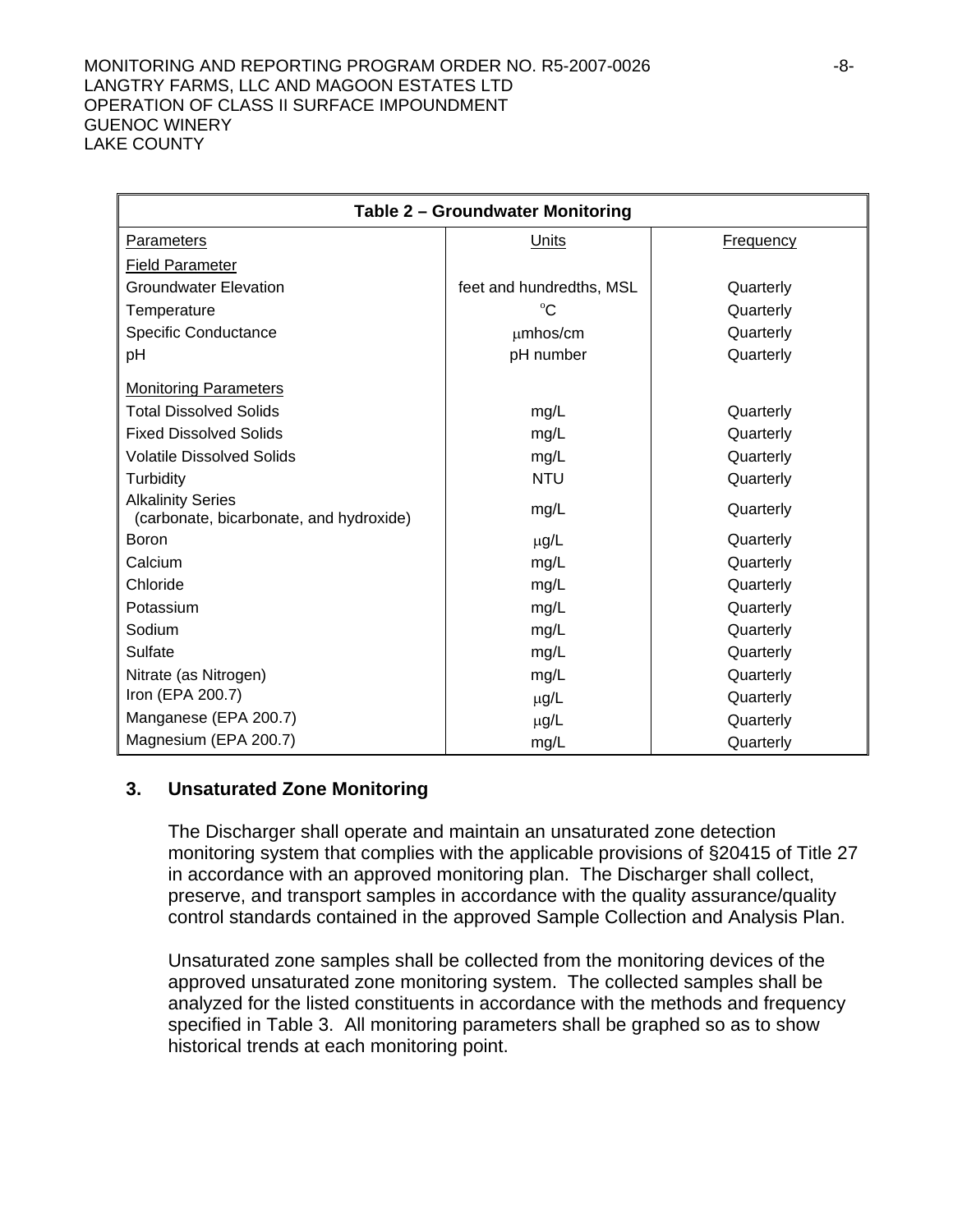| Table 2 – Groundwater Monitoring | | |
|---|---|---|
| Parameters | Units | Frequency |
| Field Parameter | | |
| Groundwater Elevation | feet and hundredths, MSL | Quarterly |
| Temperature | °C | Quarterly |
| Specific Conductance | μmhos/cm | Quarterly |
| pH | pH number | Quarterly |
| Monitoring Parameters | | |
| Total Dissolved Solids | mg/L | Quarterly |
| Fixed Dissolved Solids | mg/L | Quarterly |
| Volatile Dissolved Solids | mg/L | Quarterly |
| Turbidity | NTU | Quarterly |
| Alkalinity Series (carbonate, bicarbonate, and hydroxide) | mg/L | Quarterly |
| Boron | μg/L | Quarterly |
| Calcium | mg/L | Quarterly |
| Chloride | mg/L | Quarterly |
| Potassium | mg/L | Quarterly |
| Sodium | mg/L | Quarterly |
| Sulfate | mg/L | Quarterly |
| Nitrate (as Nitrogen) | mg/L | Quarterly |
| Iron (EPA 200.7) | μg/L | Quarterly |
| Manganese (EPA 200.7) | μg/L | Quarterly |
| Magnesium (EPA 200.7) | mg/L | Quarterly |

### 3. Unsaturated Zone Monitoring

The Discharger shall operate and maintain an unsaturated zone detection monitoring system that complies with the applicable provisions of §20415 of Title 27 in accordance with an approved monitoring plan. The Discharger shall collect, preserve, and transport samples in accordance with the quality assurance/quality control standards contained in the approved Sample Collection and Analysis Plan.

Unsaturated zone samples shall be collected from the monitoring devices of the approved unsaturated zone monitoring system. The collected samples shall be analyzed for the listed constituents in accordance with the methods and frequency specified in Table 3. All monitoring parameters shall be graphed so as to show historical trends at each monitoring point.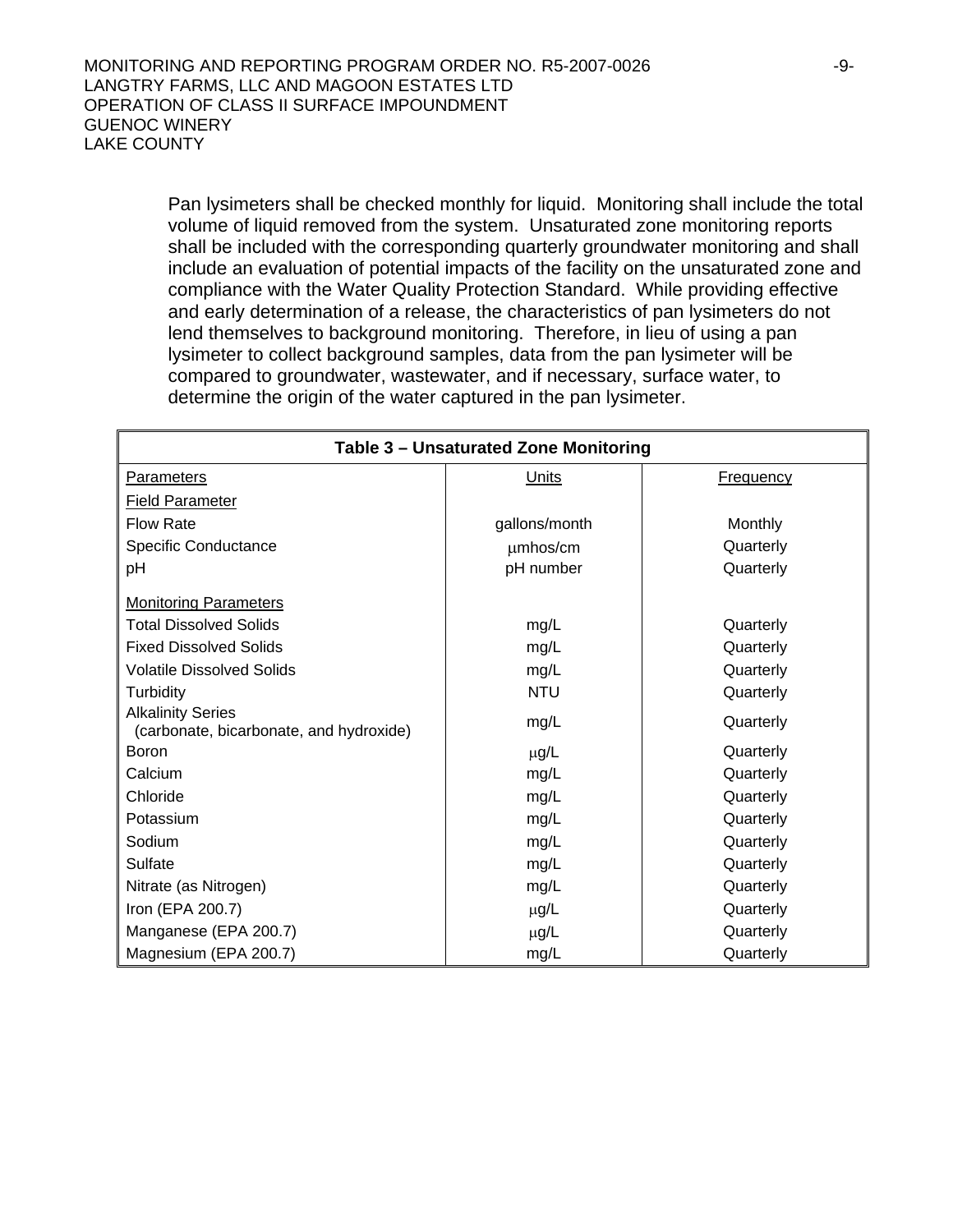Pan lysimeters shall be checked monthly for liquid. Monitoring shall include the total volume of liquid removed from the system. Unsaturated zone monitoring reports shall be included with the corresponding quarterly groundwater monitoring and shall include an evaluation of potential impacts of the facility on the unsaturated zone and compliance with the Water Quality Protection Standard. While providing effective and early determination of a release, the characteristics of pan lysimeters do not lend themselves to background monitoring. Therefore, in lieu of using a pan lysimeter to collect background samples, data from the pan lysimeter will be compared to groundwater, wastewater, and if necessary, surface water, to determine the origin of the water captured in the pan lysimeter.

**Table 3 – Unsaturated Zone Monitoring**

| Parameters | Units | Frequency |
|---|---|---|
| Field Parameter | | |
| Flow Rate | gallons/month | Monthly |
| Specific Conductance | μmhos/cm | Quarterly |
| pH | pH number | Quarterly |
| Monitoring Parameters | | |
| Total Dissolved Solids | mg/L | Quarterly |
| Fixed Dissolved Solids | mg/L | Quarterly |
| Volatile Dissolved Solids | mg/L | Quarterly |
| Turbidity | NTU | Quarterly |
| Alkalinity Series (carbonate, bicarbonate, and hydroxide) | mg/L | Quarterly |
| Boron | μg/L | Quarterly |
| Calcium | mg/L | Quarterly |
| Chloride | mg/L | Quarterly |
| Potassium | mg/L | Quarterly |
| Sodium | mg/L | Quarterly |
| Sulfate | mg/L | Quarterly |
| Nitrate (as Nitrogen) | mg/L | Quarterly |
| Iron (EPA 200.7) | μg/L | Quarterly |
| Manganese (EPA 200.7) | μg/L | Quarterly |
| Magnesium (EPA 200.7) | mg/L | Quarterly |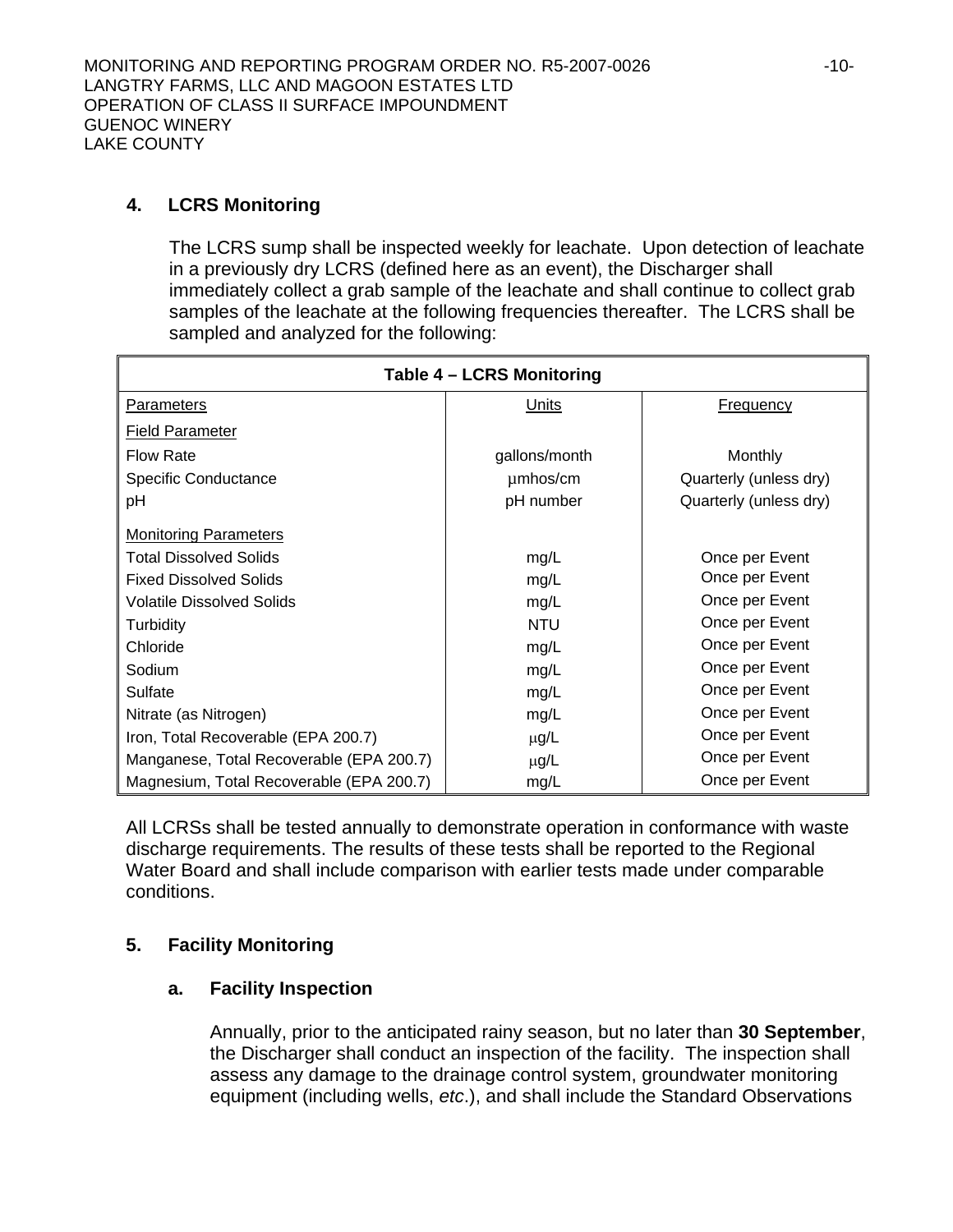## 4. LCRS Monitoring

The LCRS sump shall be inspected weekly for leachate. Upon detection of leachate in a previously dry LCRS (defined here as an event), the Discharger shall immediately collect a grab sample of the leachate and shall continue to collect grab samples of the leachate at the following frequencies thereafter. The LCRS shall be sampled and analyzed for the following:

| **Table 4 – LCRS Monitoring** | | |
|---|---|---|
| Parameters | Units | Frequency |
| Field Parameter | | |
| Flow Rate | gallons/month | Monthly |
| Specific Conductance | μmhos/cm | Quarterly (unless dry) |
| pH | pH number | Quarterly (unless dry) |
| Monitoring Parameters | | |
| Total Dissolved Solids | mg/L | Once per Event |
| Fixed Dissolved Solids | mg/L | Once per Event |
| Volatile Dissolved Solids | mg/L | Once per Event |
| Turbidity | NTU | Once per Event |
| Chloride | mg/L | Once per Event |
| Sodium | mg/L | Once per Event |
| Sulfate | mg/L | Once per Event |
| Nitrate (as Nitrogen) | mg/L | Once per Event |
| Iron, Total Recoverable (EPA 200.7) | μg/L | Once per Event |
| Manganese, Total Recoverable (EPA 200.7) | μg/L | Once per Event |
| Magnesium, Total Recoverable (EPA 200.7) | mg/L | Once per Event |

All LCRSs shall be tested annually to demonstrate operation in conformance with waste discharge requirements. The results of these tests shall be reported to the Regional Water Board and shall include comparison with earlier tests made under comparable conditions.

## 5. Facility Monitoring

### a. Facility Inspection

Annually, prior to the anticipated rainy season, but no later than **30 September**, the Discharger shall conduct an inspection of the facility. The inspection shall assess any damage to the drainage control system, groundwater monitoring equipment (including wells, *etc*.), and shall include the Standard Observations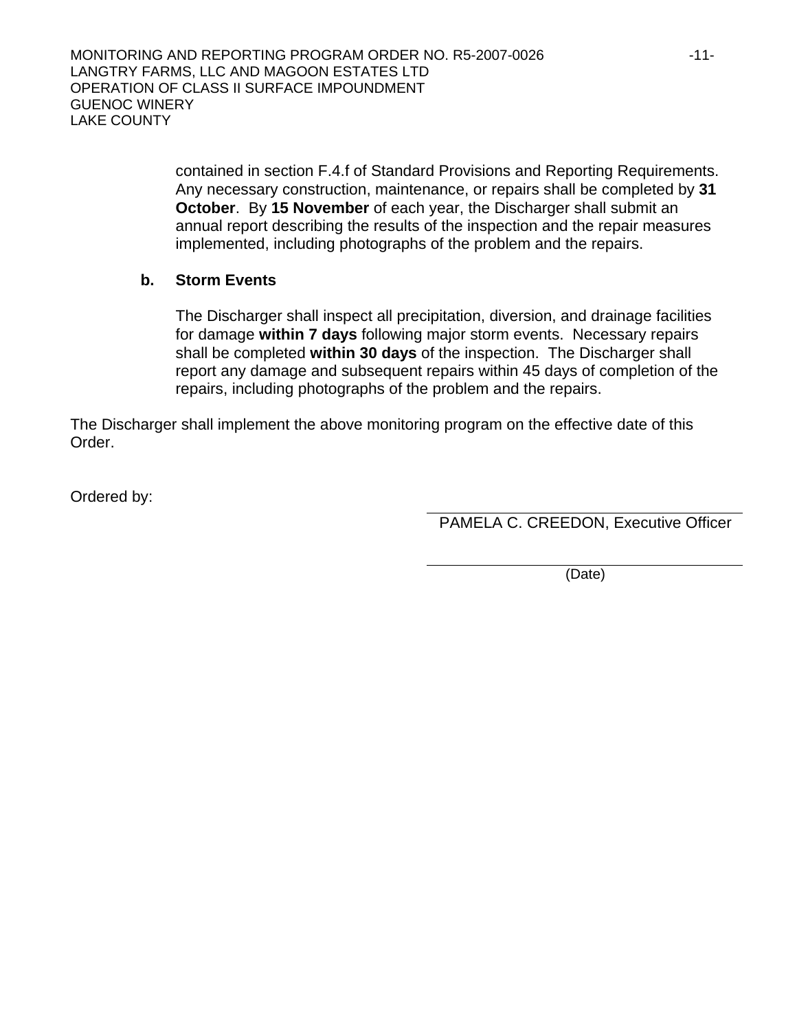contained in section F.4.f of Standard Provisions and Reporting Requirements. Any necessary construction, maintenance, or repairs shall be completed by **31 October**. By **15 November** of each year, the Discharger shall submit an annual report describing the results of the inspection and the repair measures implemented, including photographs of the problem and the repairs.

**b. Storm Events**

The Discharger shall inspect all precipitation, diversion, and drainage facilities for damage **within 7 days** following major storm events. Necessary repairs shall be completed **within 30 days** of the inspection. The Discharger shall report any damage and subsequent repairs within 45 days of completion of the repairs, including photographs of the problem and the repairs.

The Discharger shall implement the above monitoring program on the effective date of this Order.

Ordered by:

PAMELA C. CREEDON, Executive Officer

(Date)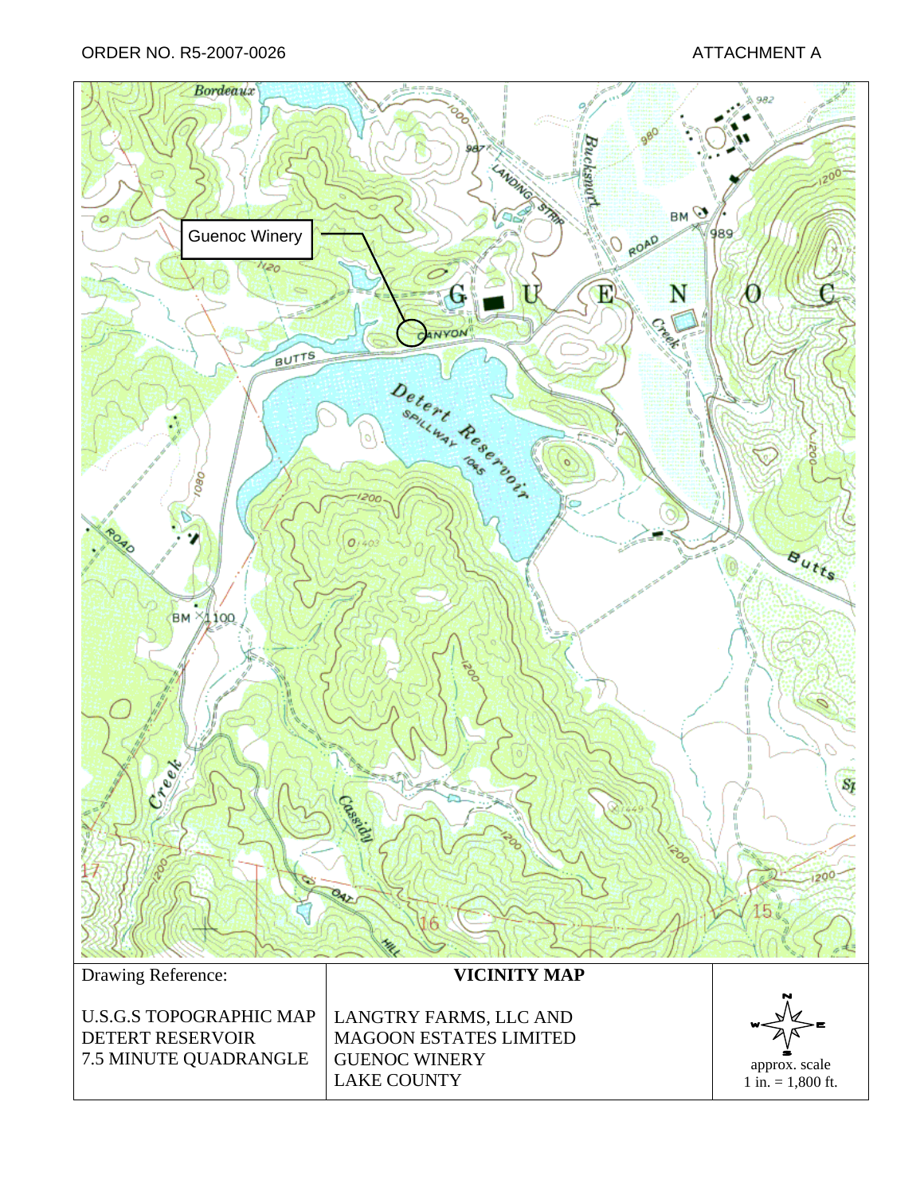ORDER NO. R5-2007-0026

ATTACHMENT A

Guenoc Winery

| Drawing Reference: | VICINITY MAP | |
|---|---|---|
| U.S.G.S TOPOGRAPHIC MAP<br>DETERT RESERVOIR<br>7.5 MINUTE QUADRANGLE | LANGTRY FARMS, LLC AND<br>MAGOON ESTATES LIMITED<br>GUENOC WINERY<br>LAKE COUNTY | N W E S<br>approx. scale<br>1 in. = 1,800 ft. |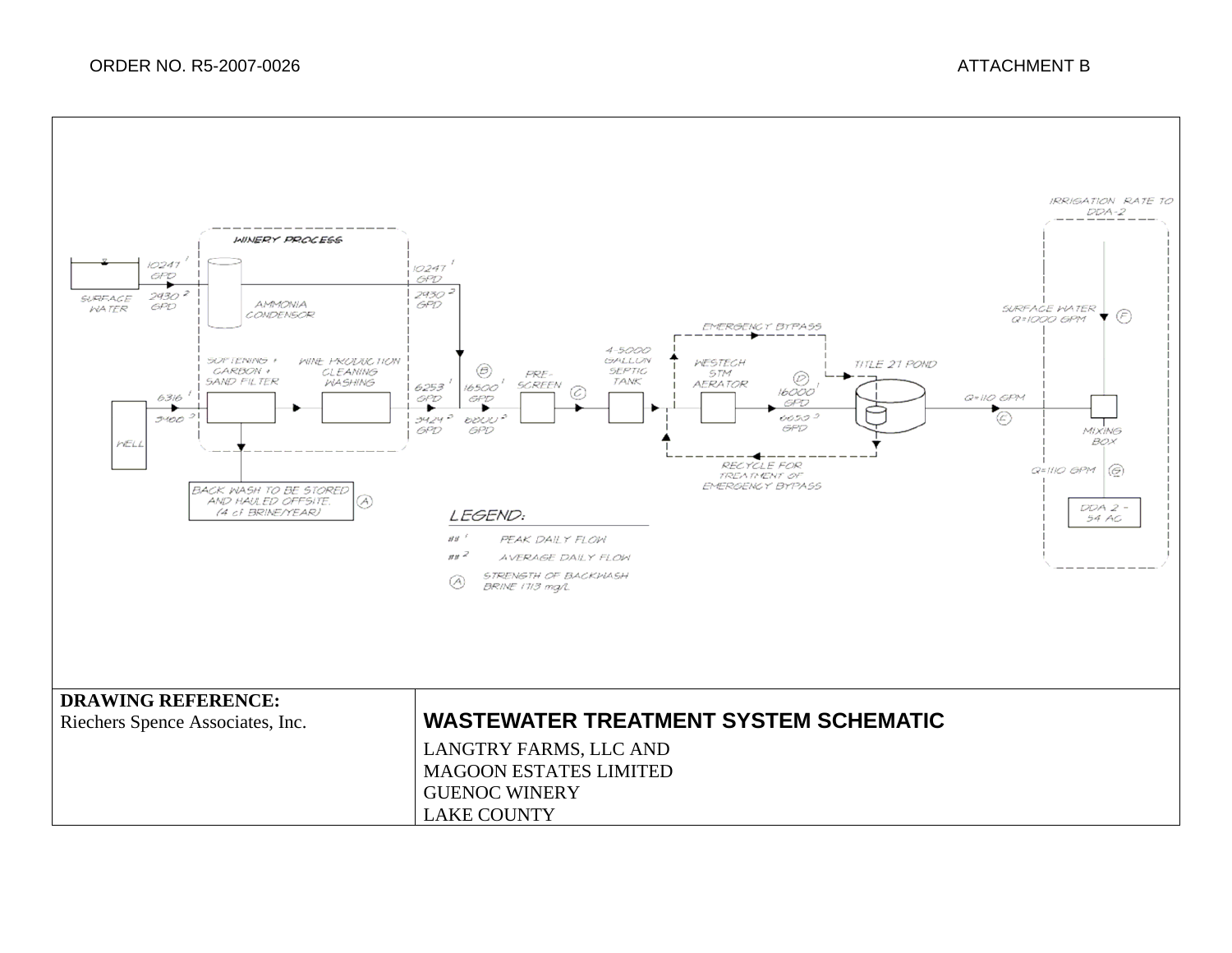WINERY PROCESS

SURFACE WATER

10247 [1] GPD

2930 [2] GPD

AMMONIA CONDENSOR

10247 [1] GPD

2930 [2] GPD

SOFTENING + CARBON + SAND FILTER

WINE PRODUCTION CLEANING WASHING

WELL

6316 [1]

3460 [2]

6253 [1] GPD

3424 [2] GPD

(B) 16500 [1] GPD

6600 [2] GPD

PRE-SCREEN (C)

4-5000 GALLON SEPTIC TANK

EMERGENCY BYPASS

WESTECH STM AERATOR

(D) 16000 [1] GPD

6650 [2] GPD

TITLE 27 POND

RECYCLE FOR TREATMENT OF EMERGENCY BYPASS

Q=110 GPM (E)

IRRIGATION RATE TO DDA-2

SURFACE WATER Q=1000 GPM (F)

MIXING BOX

Q=1110 GPM (G)

DDA 2 - 54 AC

BACK WASH TO BE STORED AND HAULED OFFSITE. (4 cf BRINE/YEAR) (A)

LEGEND:

## [1] PEAK DAILY FLOW

## [2] AVERAGE DAILY FLOW

(A) STRENGTH OF BACKWASH BRINE 1713 mg/L

| **DRAWING REFERENCE:** Riechers Spence Associates, Inc. | **WASTEWATER TREATMENT SYSTEM SCHEMATIC** LANGTRY FARMS, LLC AND MAGOON ESTATES LIMITED GUENOC WINERY LAKE COUNTY |
|---|---|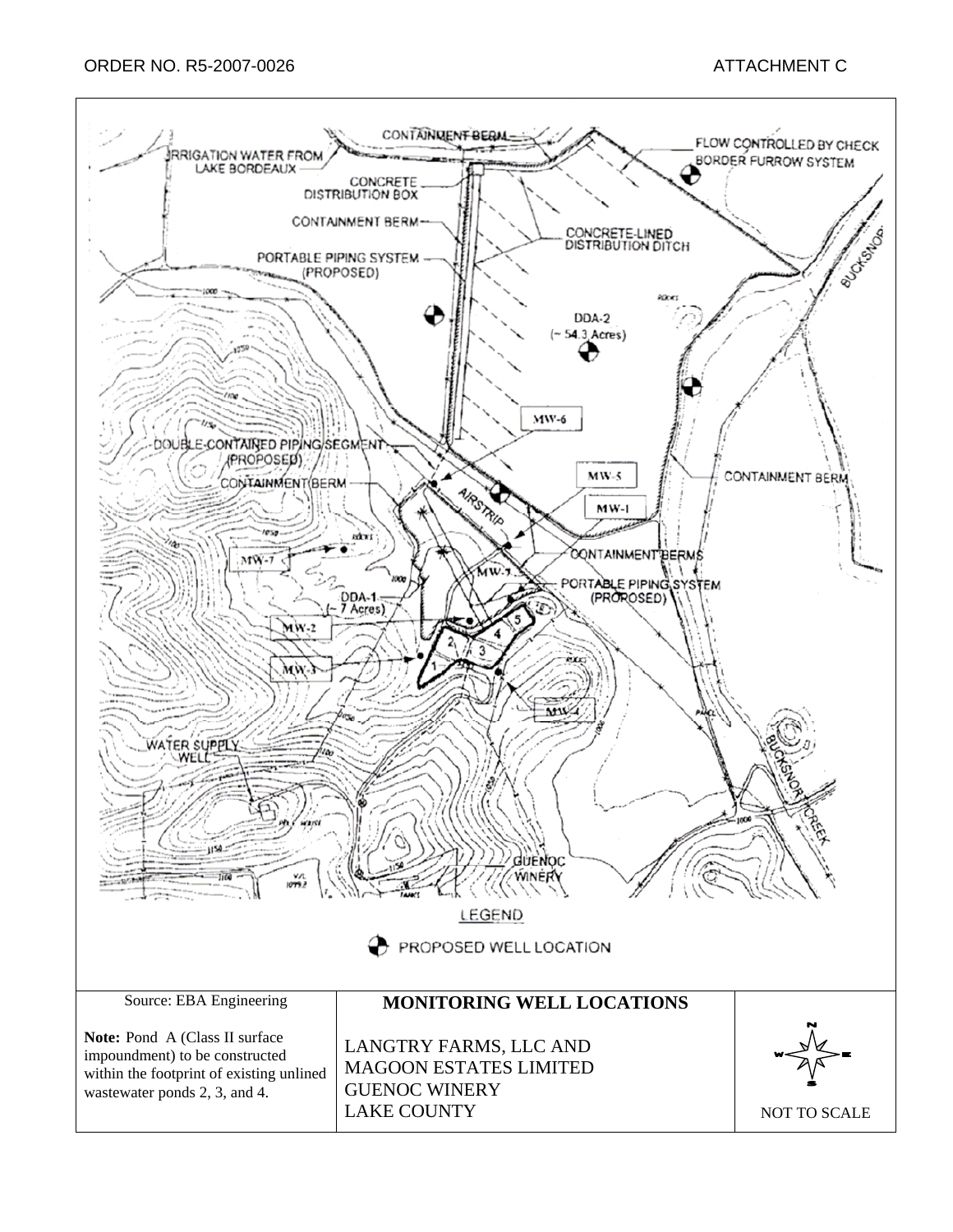ORDER NO. R5-2007-0026 ATTACHMENT C

CONTAINMENT BERM

IRRIGATION WATER FROM LAKE BORDEAUX

FLOW CONTROLLED BY CHECK BORDER FURROW SYSTEM

CONCRETE DISTRIBUTION BOX

CONTAINMENT BERM

CONCRETE-LINED DISTRIBUTION DITCH

PORTABLE PIPING SYSTEM (PROPOSED)

BUCKSNORT

DDA-2 (~ 54.3 Acres)

MW-6

DOUBLE-CONTAINED PIPING SEGMENT (PROPOSED)

CONTAINMENT BERM

MW-5

CONTAINMENT BERM

AIRSTRIP

MW-1

MW-7

CONTAINMENT BERMS

MW-7

PORTABLE PIPING SYSTEM (PROPOSED)

DDA-1 (~ 7 Acres)

MW-2

MW-3

MW-4

WATER SUPPLY WELL

BUCKSNORT CREEK

GUENOC WINERY

LEGEND

PROPOSED WELL LOCATION

| Source: EBA Engineering<br><br>**Note:** Pond A (Class II surface impoundment) to be constructed within the footprint of existing unlined wastewater ponds 2, 3, and 4. | **MONITORING WELL LOCATIONS**<br><br>LANGTRY FARMS, LLC AND<br>MAGOON ESTATES LIMITED<br>GUENOC WINERY<br>LAKE COUNTY | N W E S<br><br>NOT TO SCALE |
|---|---|---|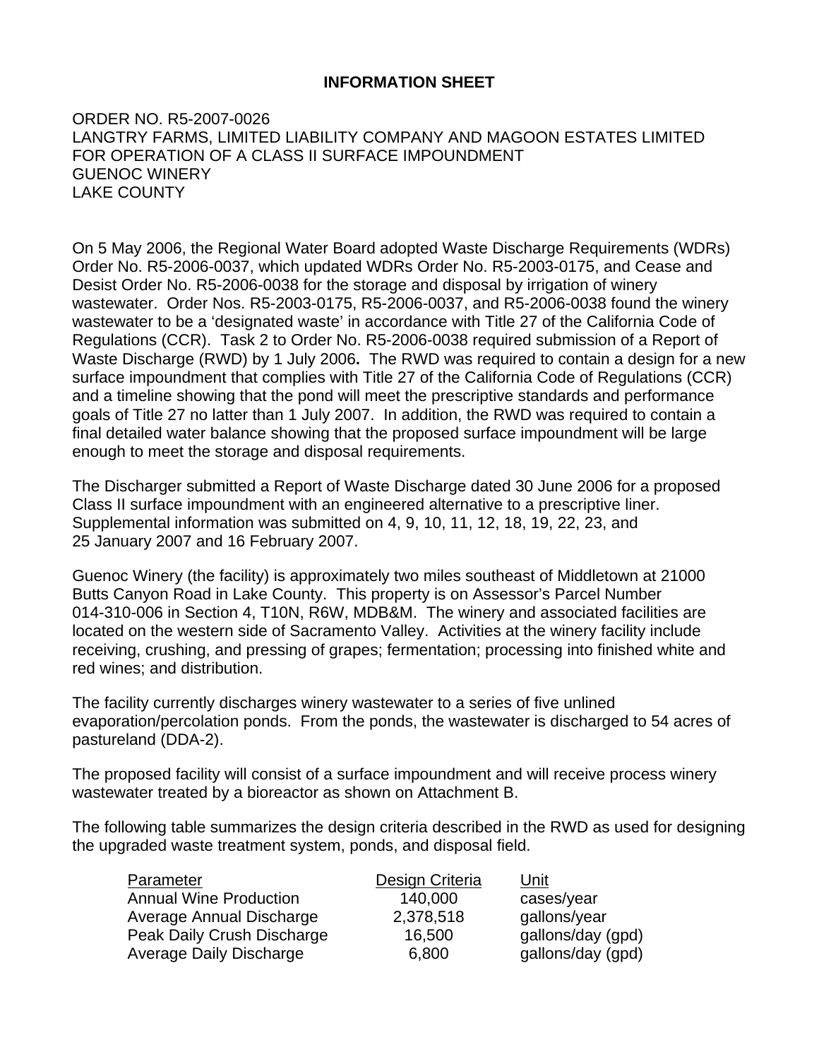## INFORMATION SHEET

ORDER NO. R5-2007-0026
LANGTRY FARMS, LIMITED LIABILITY COMPANY AND MAGOON ESTATES LIMITED
FOR OPERATION OF A CLASS II SURFACE IMPOUNDMENT
GUENOC WINERY
LAKE COUNTY

On 5 May 2006, the Regional Water Board adopted Waste Discharge Requirements (WDRs) Order No. R5-2006-0037, which updated WDRs Order No. R5-2003-0175, and Cease and Desist Order No. R5-2006-0038 for the storage and disposal by irrigation of winery wastewater. Order Nos. R5-2003-0175, R5-2006-0037, and R5-2006-0038 found the winery wastewater to be a 'designated waste' in accordance with Title 27 of the California Code of Regulations (CCR). Task 2 to Order No. R5-2006-0038 required submission of a Report of Waste Discharge (RWD) by 1 July 2006**.** The RWD was required to contain a design for a new surface impoundment that complies with Title 27 of the California Code of Regulations (CCR) and a timeline showing that the pond will meet the prescriptive standards and performance goals of Title 27 no latter than 1 July 2007. In addition, the RWD was required to contain a final detailed water balance showing that the proposed surface impoundment will be large enough to meet the storage and disposal requirements.

The Discharger submitted a Report of Waste Discharge dated 30 June 2006 for a proposed Class II surface impoundment with an engineered alternative to a prescriptive liner. Supplemental information was submitted on 4, 9, 10, 11, 12, 18, 19, 22, 23, and 25 January 2007 and 16 February 2007.

Guenoc Winery (the facility) is approximately two miles southeast of Middletown at 21000 Butts Canyon Road in Lake County. This property is on Assessor's Parcel Number 014-310-006 in Section 4, T10N, R6W, MDB&M. The winery and associated facilities are located on the western side of Sacramento Valley. Activities at the winery facility include receiving, crushing, and pressing of grapes; fermentation; processing into finished white and red wines; and distribution.

The facility currently discharges winery wastewater to a series of five unlined evaporation/percolation ponds. From the ponds, the wastewater is discharged to 54 acres of pastureland (DDA-2).

The proposed facility will consist of a surface impoundment and will receive process winery wastewater treated by a bioreactor as shown on Attachment B.

The following table summarizes the design criteria described in the RWD as used for designing the upgraded waste treatment system, ponds, and disposal field.

| Parameter | Design Criteria | Unit |
|---|---|---|
| Annual Wine Production | 140,000 | cases/year |
| Average Annual Discharge | 2,378,518 | gallons/year |
| Peak Daily Crush Discharge | 16,500 | gallons/day (gpd) |
| Average Daily Discharge | 6,800 | gallons/day (gpd) |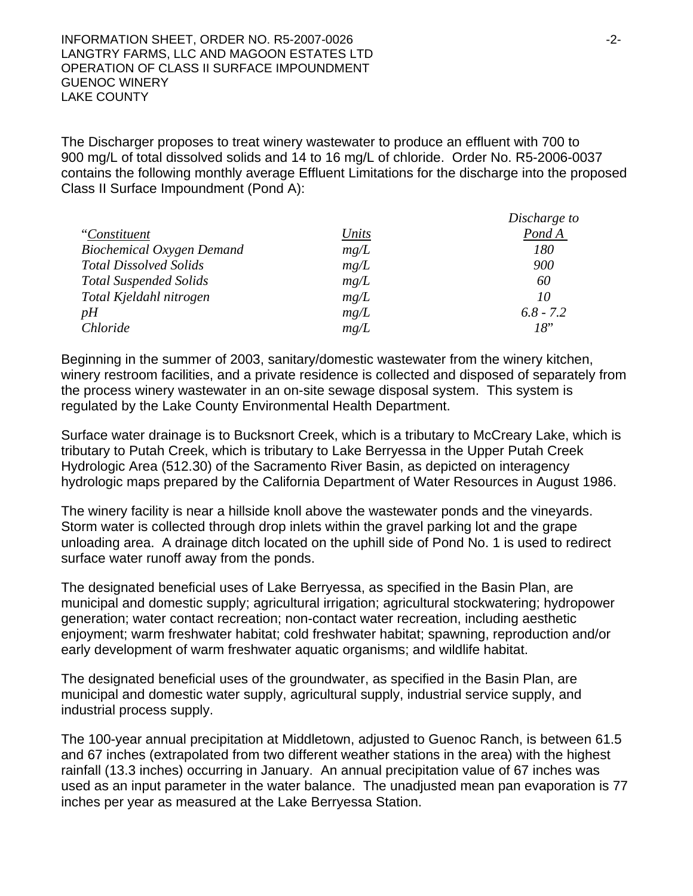The Discharger proposes to treat winery wastewater to produce an effluent with 700 to 900 mg/L of total dissolved solids and 14 to 16 mg/L of chloride. Order No. R5-2006-0037 contains the following monthly average Effluent Limitations for the discharge into the proposed Class II Surface Impoundment (Pond A):

| "*Constituent* | *Units* | *Discharge to Pond A* |
|---|---|---|
| *Biochemical Oxygen Demand* | *mg/L* | *180* |
| *Total Dissolved Solids* | *mg/L* | *900* |
| *Total Suspended Solids* | *mg/L* | *60* |
| *Total Kjeldahl nitrogen* | *mg/L* | *10* |
| *pH* | *mg/L* | *6.8 - 7.2* |
| *Chloride* | *mg/L* | *18*" |

Beginning in the summer of 2003, sanitary/domestic wastewater from the winery kitchen, winery restroom facilities, and a private residence is collected and disposed of separately from the process winery wastewater in an on-site sewage disposal system. This system is regulated by the Lake County Environmental Health Department.

Surface water drainage is to Bucksnort Creek, which is a tributary to McCreary Lake, which is tributary to Putah Creek, which is tributary to Lake Berryessa in the Upper Putah Creek Hydrologic Area (512.30) of the Sacramento River Basin, as depicted on interagency hydrologic maps prepared by the California Department of Water Resources in August 1986.

The winery facility is near a hillside knoll above the wastewater ponds and the vineyards. Storm water is collected through drop inlets within the gravel parking lot and the grape unloading area. A drainage ditch located on the uphill side of Pond No. 1 is used to redirect surface water runoff away from the ponds.

The designated beneficial uses of Lake Berryessa, as specified in the Basin Plan, are municipal and domestic supply; agricultural irrigation; agricultural stockwatering; hydropower generation; water contact recreation; non-contact water recreation, including aesthetic enjoyment; warm freshwater habitat; cold freshwater habitat; spawning, reproduction and/or early development of warm freshwater aquatic organisms; and wildlife habitat.

The designated beneficial uses of the groundwater, as specified in the Basin Plan, are municipal and domestic water supply, agricultural supply, industrial service supply, and industrial process supply.

The 100-year annual precipitation at Middletown, adjusted to Guenoc Ranch, is between 61.5 and 67 inches (extrapolated from two different weather stations in the area) with the highest rainfall (13.3 inches) occurring in January. An annual precipitation value of 67 inches was used as an input parameter in the water balance. The unadjusted mean pan evaporation is 77 inches per year as measured at the Lake Berryessa Station.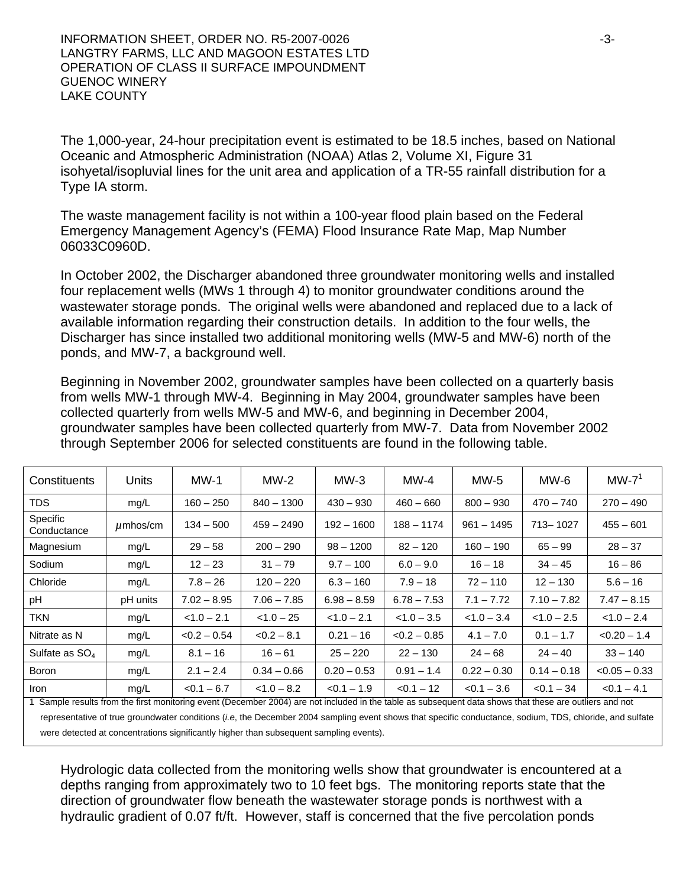The 1,000-year, 24-hour precipitation event is estimated to be 18.5 inches, based on National Oceanic and Atmospheric Administration (NOAA) Atlas 2, Volume XI, Figure 31 isohyetal/isopluvial lines for the unit area and application of a TR-55 rainfall distribution for a Type IA storm.

The waste management facility is not within a 100-year flood plain based on the Federal Emergency Management Agency's (FEMA) Flood Insurance Rate Map, Map Number 06033C0960D.

In October 2002, the Discharger abandoned three groundwater monitoring wells and installed four replacement wells (MWs 1 through 4) to monitor groundwater conditions around the wastewater storage ponds. The original wells were abandoned and replaced due to a lack of available information regarding their construction details. In addition to the four wells, the Discharger has since installed two additional monitoring wells (MW-5 and MW-6) north of the ponds, and MW-7, a background well.

Beginning in November 2002, groundwater samples have been collected on a quarterly basis from wells MW-1 through MW-4. Beginning in May 2004, groundwater samples have been collected quarterly from wells MW-5 and MW-6, and beginning in December 2004, groundwater samples have been collected quarterly from MW-7. Data from November 2002 through September 2006 for selected constituents are found in the following table.

| Constituents | Units | MW-1 | MW-2 | MW-3 | MW-4 | MW-5 | MW-6 | MW-7[1] |
|---|---|---|---|---|---|---|---|---|
| TDS | mg/L | 160 – 250 | 840 – 1300 | 430 – 930 | 460 – 660 | 800 – 930 | 470 – 740 | 270 – 490 |
| Specific Conductance | $\mu$mhos/cm | 134 – 500 | 459 – 2490 | 192 – 1600 | 188 – 1174 | 961 – 1495 | 713– 1027 | 455 – 601 |
| Magnesium | mg/L | 29 – 58 | 200 – 290 | 98 – 1200 | 82 – 120 | 160 – 190 | 65 – 99 | 28 – 37 |
| Sodium | mg/L | 12 – 23 | 31 – 79 | 9.7 – 100 | 6.0 – 9.0 | 16 – 18 | 34 – 45 | 16 – 86 |
| Chloride | mg/L | 7.8 – 26 | 120 – 220 | 6.3 – 160 | 7.9 – 18 | 72 – 110 | 12 – 130 | 5.6 – 16 |
| pH | pH units | 7.02 – 8.95 | 7.06 – 7.85 | 6.98 – 8.59 | 6.78 – 7.53 | 7.1 – 7.72 | 7.10 – 7.82 | 7.47 – 8.15 |
| TKN | mg/L | <1.0 – 2.1 | <1.0 – 25 | <1.0 – 2.1 | <1.0 – 3.5 | <1.0 – 3.4 | <1.0 – 2.5 | <1.0 – 2.4 |
| Nitrate as N | mg/L | <0.2 – 0.54 | <0.2 – 8.1 | 0.21 – 16 | <0.2 – 0.85 | 4.1 – 7.0 | 0.1 – 1.7 | <0.20 – 1.4 |
| Sulfate as $SO_4$ | mg/L | 8.1 – 16 | 16 – 61 | 25 – 220 | 22 – 130 | 24 – 68 | 24 – 40 | 33 – 140 |
| Boron | mg/L | 2.1 – 2.4 | 0.34 – 0.66 | 0.20 – 0.53 | 0.91 – 1.4 | 0.22 – 0.30 | 0.14 – 0.18 | <0.05 – 0.33 |
| Iron | mg/L | <0.1 – 6.7 | <1.0 – 8.2 | <0.1 – 1.9 | <0.1 – 12 | <0.1 – 3.6 | <0.1 – 34 | <0.1 – 4.1 |

1 Sample results from the first monitoring event (December 2004) are not included in the table as subsequent data shows that these are outliers and not representative of true groundwater conditions (*i.e*, the December 2004 sampling event shows that specific conductance, sodium, TDS, chloride, and sulfate were detected at concentrations significantly higher than subsequent sampling events).

Hydrologic data collected from the monitoring wells show that groundwater is encountered at a depths ranging from approximately two to 10 feet bgs. The monitoring reports state that the direction of groundwater flow beneath the wastewater storage ponds is northwest with a hydraulic gradient of 0.07 ft/ft. However, staff is concerned that the five percolation ponds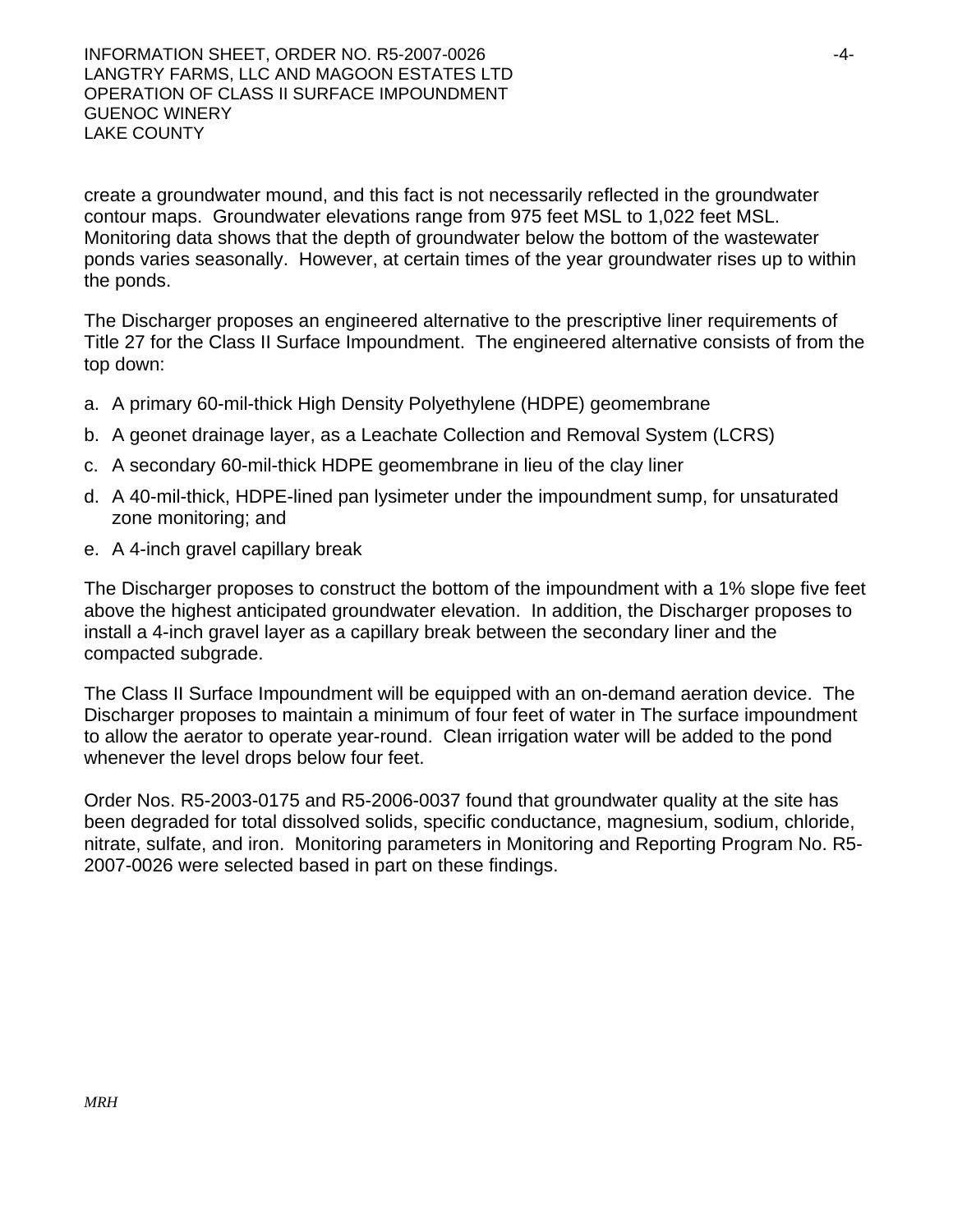create a groundwater mound, and this fact is not necessarily reflected in the groundwater contour maps. Groundwater elevations range from 975 feet MSL to 1,022 feet MSL. Monitoring data shows that the depth of groundwater below the bottom of the wastewater ponds varies seasonally. However, at certain times of the year groundwater rises up to within the ponds.

The Discharger proposes an engineered alternative to the prescriptive liner requirements of Title 27 for the Class II Surface Impoundment. The engineered alternative consists of from the top down:

a. A primary 60-mil-thick High Density Polyethylene (HDPE) geomembrane
b. A geonet drainage layer, as a Leachate Collection and Removal System (LCRS)
c. A secondary 60-mil-thick HDPE geomembrane in lieu of the clay liner
d. A 40-mil-thick, HDPE-lined pan lysimeter under the impoundment sump, for unsaturated zone monitoring; and
e. A 4-inch gravel capillary break

The Discharger proposes to construct the bottom of the impoundment with a 1% slope five feet above the highest anticipated groundwater elevation. In addition, the Discharger proposes to install a 4-inch gravel layer as a capillary break between the secondary liner and the compacted subgrade.

The Class II Surface Impoundment will be equipped with an on-demand aeration device. The Discharger proposes to maintain a minimum of four feet of water in The surface impoundment to allow the aerator to operate year-round. Clean irrigation water will be added to the pond whenever the level drops below four feet.

Order Nos. R5-2003-0175 and R5-2006-0037 found that groundwater quality at the site has been degraded for total dissolved solids, specific conductance, magnesium, sodium, chloride, nitrate, sulfate, and iron. Monitoring parameters in Monitoring and Reporting Program No. R5-2007-0026 were selected based in part on these findings.

*MRH*